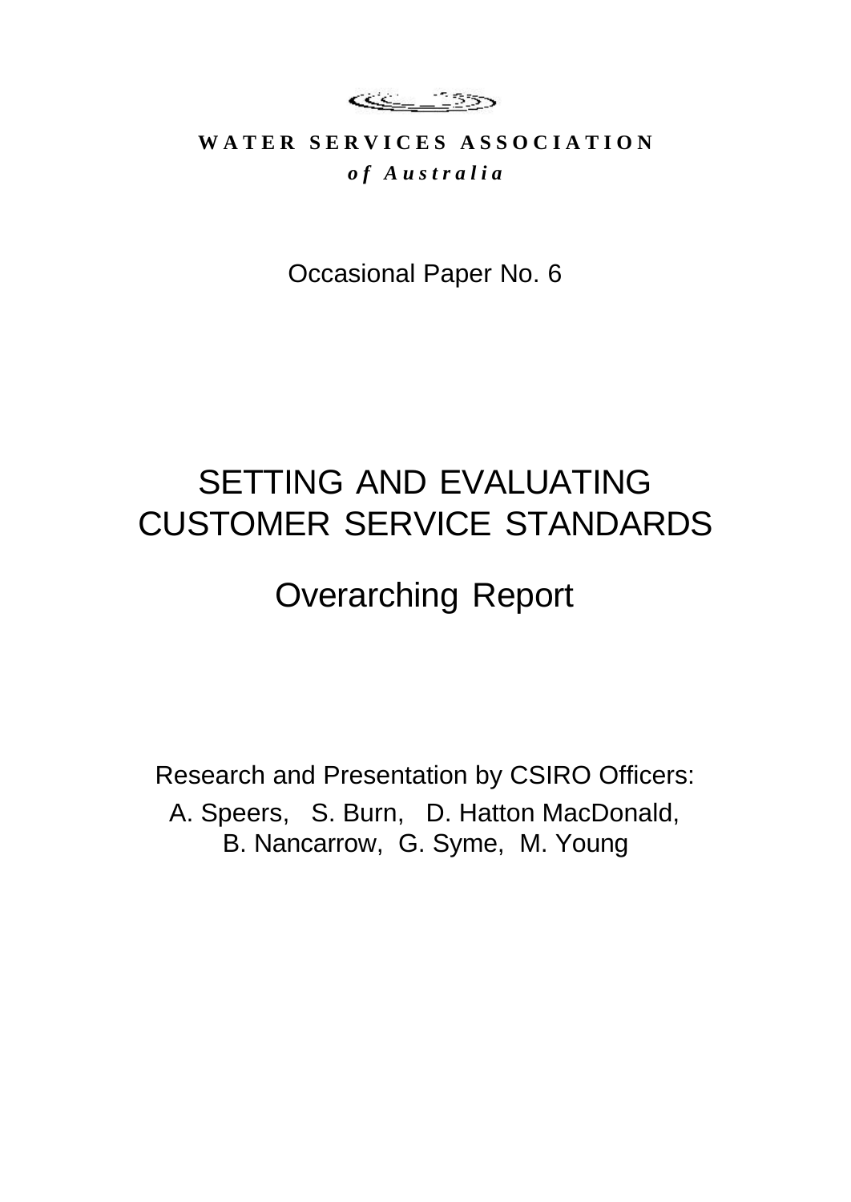**W A T E R S E R V I C E S A S S O C I A T I O N**

***o f A u s t r a l i a***

Occasional Paper No. 6

# SETTING AND EVALUATING CUSTOMER SERVICE STANDARDS

## Overarching Report

Research and Presentation by CSIRO Officers:

A. Speers, S. Burn, D. Hatton MacDonald, B. Nancarrow, G. Syme, M. Young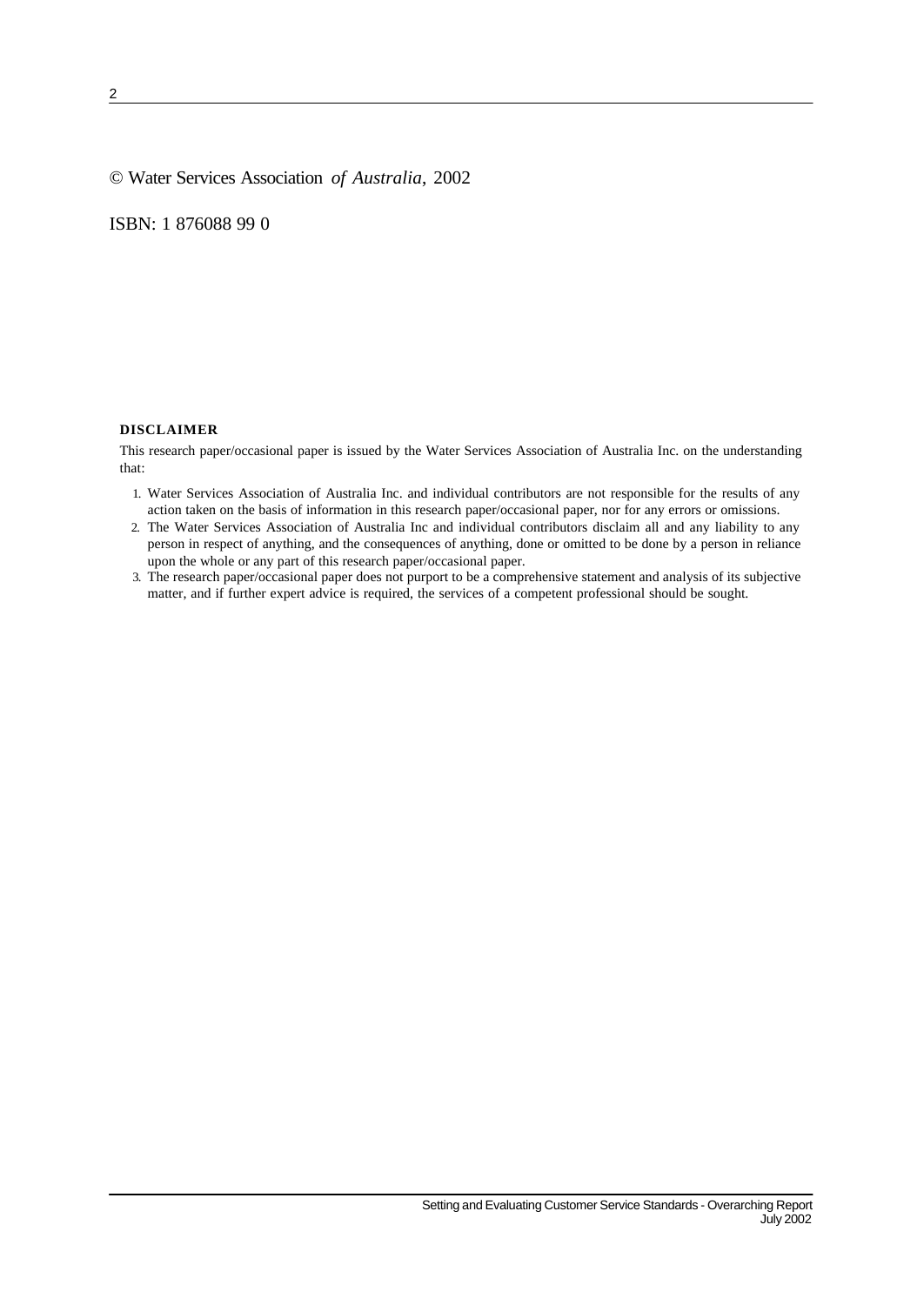© Water Services Association *of Australia*, 2002

ISBN: 1 876088 99 0

**DISCLAIMER**

This research paper/occasional paper is issued by the Water Services Association of Australia Inc. on the understanding that:

1. Water Services Association of Australia Inc. and individual contributors are not responsible for the results of any action taken on the basis of information in this research paper/occasional paper, nor for any errors or omissions.
2. The Water Services Association of Australia Inc and individual contributors disclaim all and any liability to any person in respect of anything, and the consequences of anything, done or omitted to be done by a person in reliance upon the whole or any part of this research paper/occasional paper.
3. The research paper/occasional paper does not purport to be a comprehensive statement and analysis of its subjective matter, and if further expert advice is required, the services of a competent professional should be sought.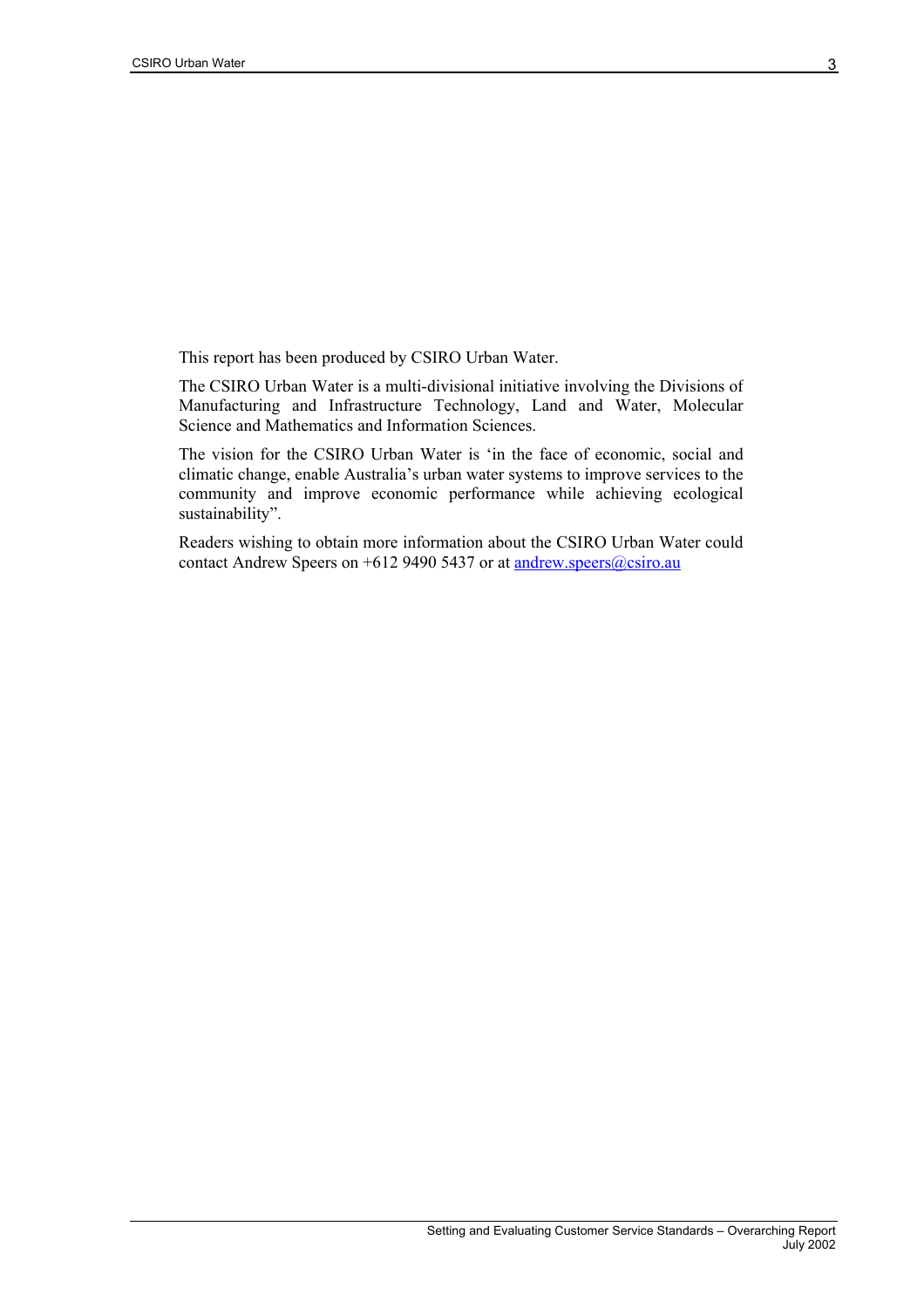This report has been produced by CSIRO Urban Water.

The CSIRO Urban Water is a multi-divisional initiative involving the Divisions of Manufacturing and Infrastructure Technology, Land and Water, Molecular Science and Mathematics and Information Sciences.

The vision for the CSIRO Urban Water is 'in the face of economic, social and climatic change, enable Australia's urban water systems to improve services to the community and improve economic performance while achieving ecological sustainability".

Readers wishing to obtain more information about the CSIRO Urban Water could contact Andrew Speers on +612 9490 5437 or at andrew.speers@csiro.au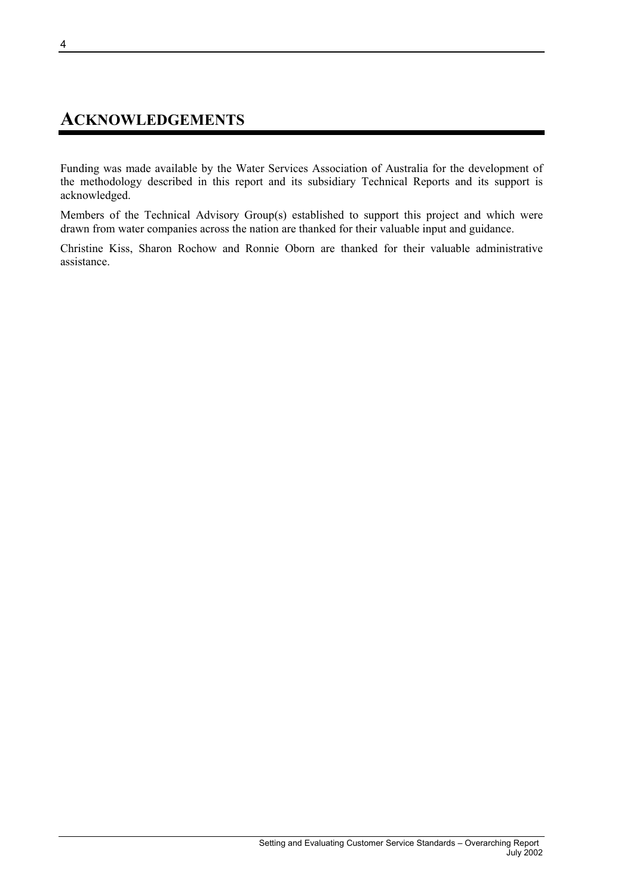# ACKNOWLEDGEMENTS

Funding was made available by the Water Services Association of Australia for the development of the methodology described in this report and its subsidiary Technical Reports and its support is acknowledged.

Members of the Technical Advisory Group(s) established to support this project and which were drawn from water companies across the nation are thanked for their valuable input and guidance.

Christine Kiss, Sharon Rochow and Ronnie Oborn are thanked for their valuable administrative assistance.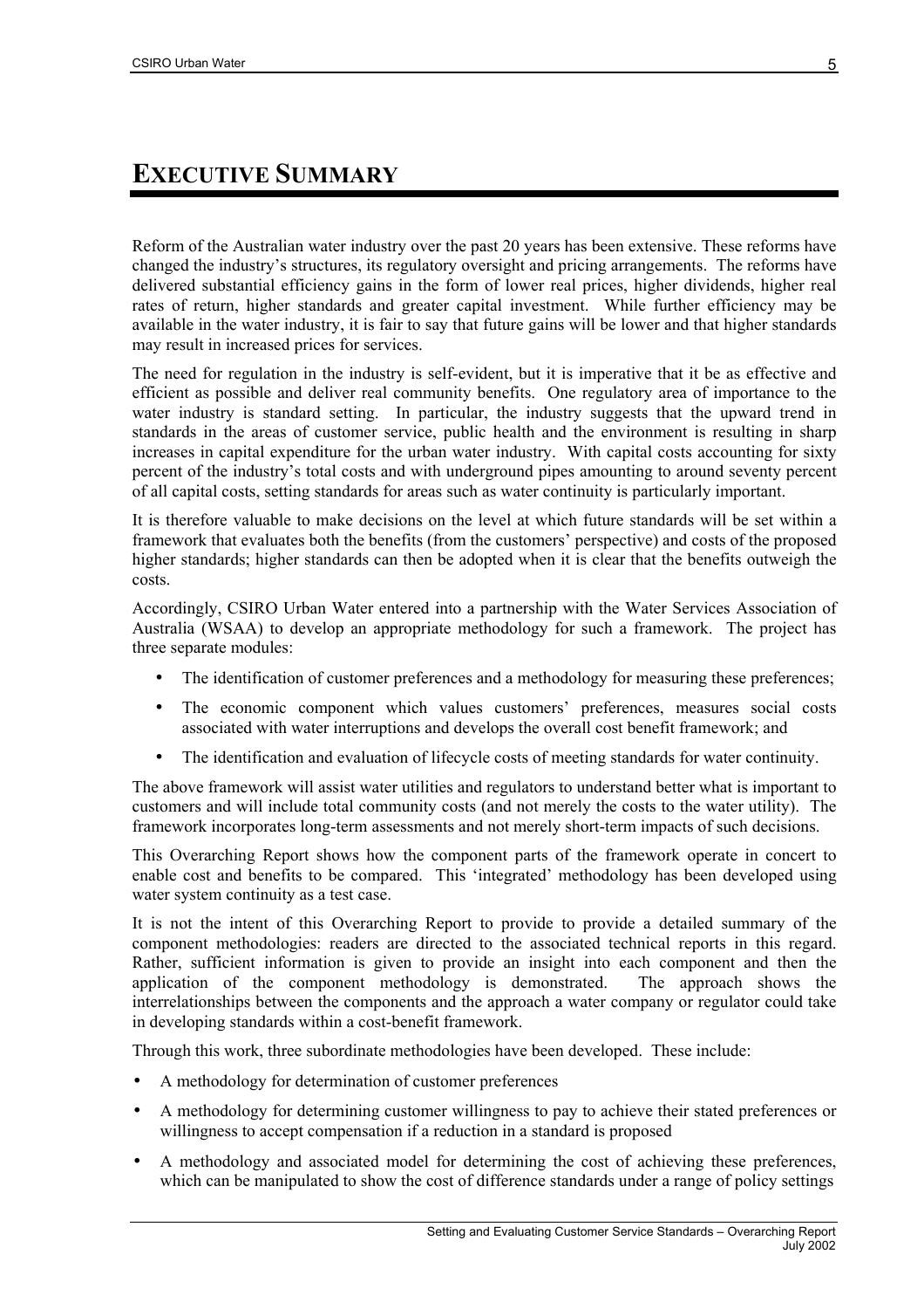# EXECUTIVE SUMMARY

Reform of the Australian water industry over the past 20 years has been extensive. These reforms have changed the industry's structures, its regulatory oversight and pricing arrangements. The reforms have delivered substantial efficiency gains in the form of lower real prices, higher dividends, higher real rates of return, higher standards and greater capital investment. While further efficiency may be available in the water industry, it is fair to say that future gains will be lower and that higher standards may result in increased prices for services.

The need for regulation in the industry is self-evident, but it is imperative that it be as effective and efficient as possible and deliver real community benefits. One regulatory area of importance to the water industry is standard setting. In particular, the industry suggests that the upward trend in standards in the areas of customer service, public health and the environment is resulting in sharp increases in capital expenditure for the urban water industry. With capital costs accounting for sixty percent of the industry's total costs and with underground pipes amounting to around seventy percent of all capital costs, setting standards for areas such as water continuity is particularly important.

It is therefore valuable to make decisions on the level at which future standards will be set within a framework that evaluates both the benefits (from the customers' perspective) and costs of the proposed higher standards; higher standards can then be adopted when it is clear that the benefits outweigh the costs.

Accordingly, CSIRO Urban Water entered into a partnership with the Water Services Association of Australia (WSAA) to develop an appropriate methodology for such a framework. The project has three separate modules:

- The identification of customer preferences and a methodology for measuring these preferences;
- The economic component which values customers' preferences, measures social costs associated with water interruptions and develops the overall cost benefit framework; and
- The identification and evaluation of lifecycle costs of meeting standards for water continuity.

The above framework will assist water utilities and regulators to understand better what is important to customers and will include total community costs (and not merely the costs to the water utility). The framework incorporates long-term assessments and not merely short-term impacts of such decisions.

This Overarching Report shows how the component parts of the framework operate in concert to enable cost and benefits to be compared. This 'integrated' methodology has been developed using water system continuity as a test case.

It is not the intent of this Overarching Report to provide to provide a detailed summary of the component methodologies: readers are directed to the associated technical reports in this regard. Rather, sufficient information is given to provide an insight into each component and then the application of the component methodology is demonstrated. The approach shows the interrelationships between the components and the approach a water company or regulator could take in developing standards within a cost-benefit framework.

Through this work, three subordinate methodologies have been developed. These include:

- A methodology for determination of customer preferences
- A methodology for determining customer willingness to pay to achieve their stated preferences or willingness to accept compensation if a reduction in a standard is proposed
- A methodology and associated model for determining the cost of achieving these preferences, which can be manipulated to show the cost of difference standards under a range of policy settings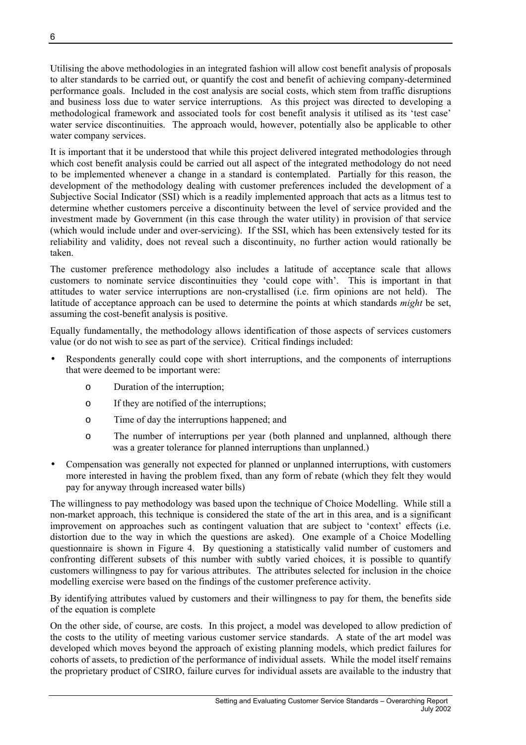Utilising the above methodologies in an integrated fashion will allow cost benefit analysis of proposals to alter standards to be carried out, or quantify the cost and benefit of achieving company-determined performance goals. Included in the cost analysis are social costs, which stem from traffic disruptions and business loss due to water service interruptions. As this project was directed to developing a methodological framework and associated tools for cost benefit analysis it utilised as its 'test case' water service discontinuities. The approach would, however, potentially also be applicable to other water company services.

It is important that it be understood that while this project delivered integrated methodologies through which cost benefit analysis could be carried out all aspect of the integrated methodology do not need to be implemented whenever a change in a standard is contemplated. Partially for this reason, the development of the methodology dealing with customer preferences included the development of a Subjective Social Indicator (SSI) which is a readily implemented approach that acts as a litmus test to determine whether customers perceive a discontinuity between the level of service provided and the investment made by Government (in this case through the water utility) in provision of that service (which would include under and over-servicing). If the SSI, which has been extensively tested for its reliability and validity, does not reveal such a discontinuity, no further action would rationally be taken.

The customer preference methodology also includes a latitude of acceptance scale that allows customers to nominate service discontinuities they 'could cope with'. This is important in that attitudes to water service interruptions are non-crystallised (i.e. firm opinions are not held). The latitude of acceptance approach can be used to determine the points at which standards *might* be set, assuming the cost-benefit analysis is positive.

Equally fundamentally, the methodology allows identification of those aspects of services customers value (or do not wish to see as part of the service). Critical findings included:

- Respondents generally could cope with short interruptions, and the components of interruptions that were deemed to be important were:
    - Duration of the interruption;
    - If they are notified of the interruptions;
    - Time of day the interruptions happened; and
    - The number of interruptions per year (both planned and unplanned, although there was a greater tolerance for planned interruptions than unplanned.)
- Compensation was generally not expected for planned or unplanned interruptions, with customers more interested in having the problem fixed, than any form of rebate (which they felt they would pay for anyway through increased water bills)

The willingness to pay methodology was based upon the technique of Choice Modelling. While still a non-market approach, this technique is considered the state of the art in this area, and is a significant improvement on approaches such as contingent valuation that are subject to 'context' effects (i.e. distortion due to the way in which the questions are asked). One example of a Choice Modelling questionnaire is shown in Figure 4. By questioning a statistically valid number of customers and confronting different subsets of this number with subtly varied choices, it is possible to quantify customers willingness to pay for various attributes. The attributes selected for inclusion in the choice modelling exercise were based on the findings of the customer preference activity.

By identifying attributes valued by customers and their willingness to pay for them, the benefits side of the equation is complete

On the other side, of course, are costs. In this project, a model was developed to allow prediction of the costs to the utility of meeting various customer service standards. A state of the art model was developed which moves beyond the approach of existing planning models, which predict failures for cohorts of assets, to prediction of the performance of individual assets. While the model itself remains the proprietary product of CSIRO, failure curves for individual assets are available to the industry that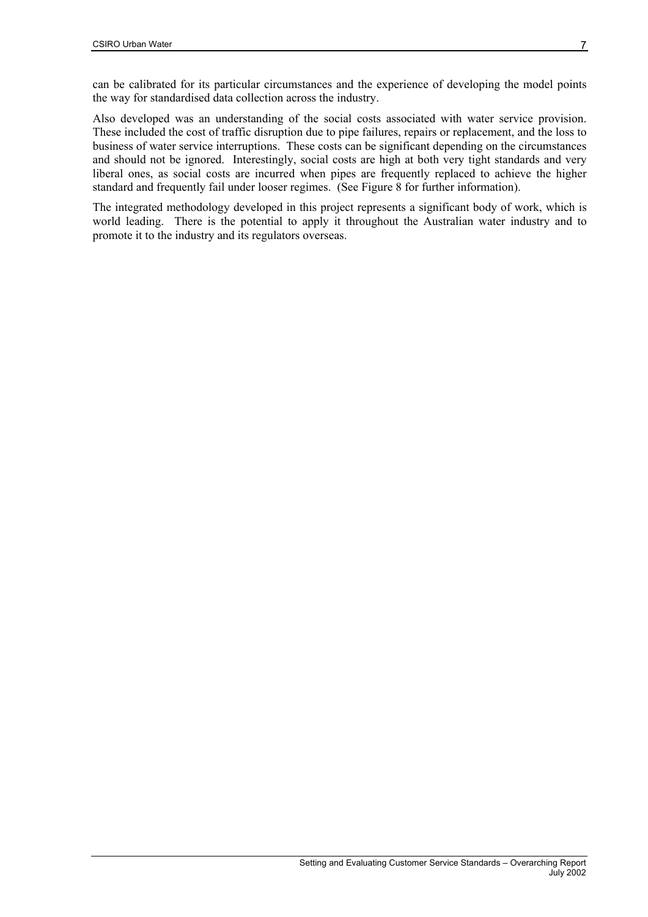can be calibrated for its particular circumstances and the experience of developing the model points the way for standardised data collection across the industry.

Also developed was an understanding of the social costs associated with water service provision. These included the cost of traffic disruption due to pipe failures, repairs or replacement, and the loss to business of water service interruptions. These costs can be significant depending on the circumstances and should not be ignored. Interestingly, social costs are high at both very tight standards and very liberal ones, as social costs are incurred when pipes are frequently replaced to achieve the higher standard and frequently fail under looser regimes. (See Figure 8 for further information).

The integrated methodology developed in this project represents a significant body of work, which is world leading. There is the potential to apply it throughout the Australian water industry and to promote it to the industry and its regulators overseas.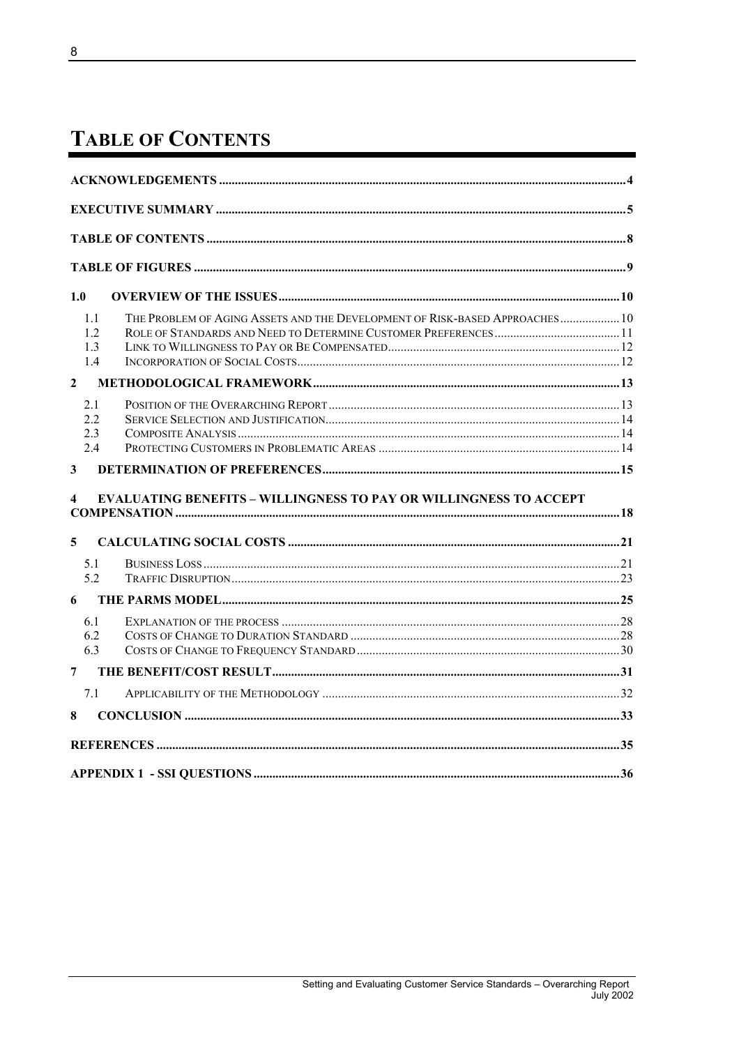# TABLE OF CONTENTS

ACKNOWLEDGEMENTS .......... 4

EXECUTIVE SUMMARY .......... 5

TABLE OF CONTENTS .......... 8

TABLE OF FIGURES .......... 9

1.0 OVERVIEW OF THE ISSUES .......... 10

- 1.1 THE PROBLEM OF AGING ASSETS AND THE DEVELOPMENT OF RISK-BASED APPROACHES .......... 10
- 1.2 ROLE OF STANDARDS AND NEED TO DETERMINE CUSTOMER PREFERENCES .......... 11
- 1.3 LINK TO WILLINGNESS TO PAY OR BE COMPENSATED .......... 12
- 1.4 INCORPORATION OF SOCIAL COSTS .......... 12

2 METHODOLOGICAL FRAMEWORK .......... 13

- 2.1 POSITION OF THE OVERARCHING REPORT .......... 13
- 2.2 SERVICE SELECTION AND JUSTIFICATION .......... 14
- 2.3 COMPOSITE ANALYSIS .......... 14
- 2.4 PROTECTING CUSTOMERS IN PROBLEMATIC AREAS .......... 14

3 DETERMINATION OF PREFERENCES .......... 15

4 EVALUATING BENEFITS – WILLINGNESS TO PAY OR WILLINGNESS TO ACCEPT COMPENSATION .......... 18

5 CALCULATING SOCIAL COSTS .......... 21

- 5.1 BUSINESS LOSS .......... 21
- 5.2 TRAFFIC DISRUPTION .......... 23

6 THE PARMS MODEL .......... 25

- 6.1 EXPLANATION OF THE PROCESS .......... 28
- 6.2 COSTS OF CHANGE TO DURATION STANDARD .......... 28
- 6.3 COSTS OF CHANGE TO FREQUENCY STANDARD .......... 30

7 THE BENEFIT/COST RESULT .......... 31

- 7.1 APPLICABILITY OF THE METHODOLOGY .......... 32

8 CONCLUSION .......... 33

REFERENCES .......... 35

APPENDIX 1 - SSI QUESTIONS .......... 36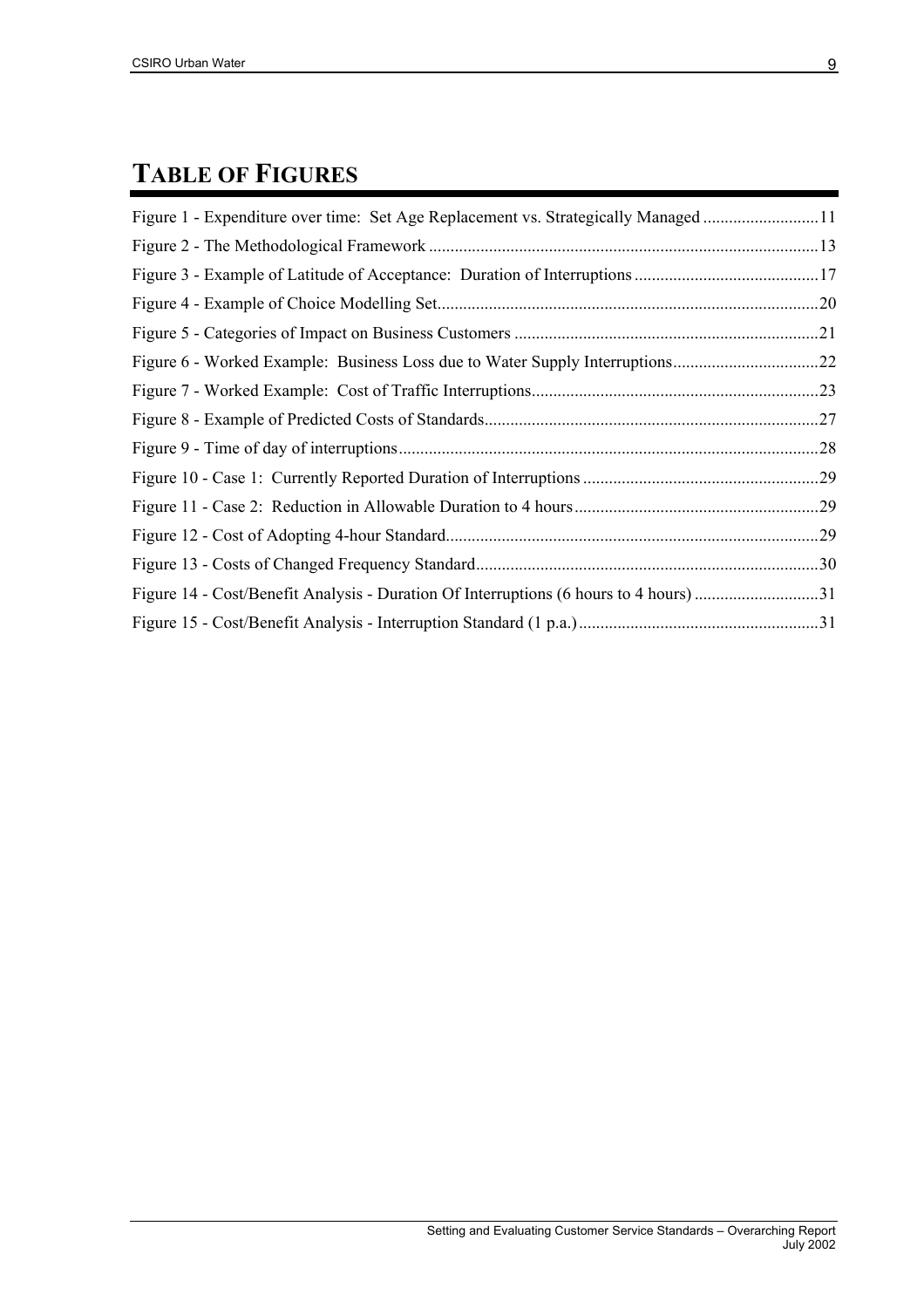# TABLE OF FIGURES

Figure 1 - Expenditure over time: Set Age Replacement vs. Strategically Managed ...........................11
Figure 2 - The Methodological Framework ..........................................................................................13
Figure 3 - Example of Latitude of Acceptance: Duration of Interruptions ...........................................17
Figure 4 - Example of Choice Modelling Set........................................................................................20
Figure 5 - Categories of Impact on Business Customers .......................................................................21
Figure 6 - Worked Example: Business Loss due to Water Supply Interruptions..................................22
Figure 7 - Worked Example: Cost of Traffic Interruptions...................................................................23
Figure 8 - Example of Predicted Costs of Standards.............................................................................27
Figure 9 - Time of day of interruptions.................................................................................................28
Figure 10 - Case 1: Currently Reported Duration of Interruptions .......................................................29
Figure 11 - Case 2: Reduction in Allowable Duration to 4 hours.........................................................29
Figure 12 - Cost of Adopting 4-hour Standard......................................................................................29
Figure 13 - Costs of Changed Frequency Standard...............................................................................30
Figure 14 - Cost/Benefit Analysis - Duration Of Interruptions (6 hours to 4 hours) .............................31
Figure 15 - Cost/Benefit Analysis - Interruption Standard (1 p.a.) ........................................................31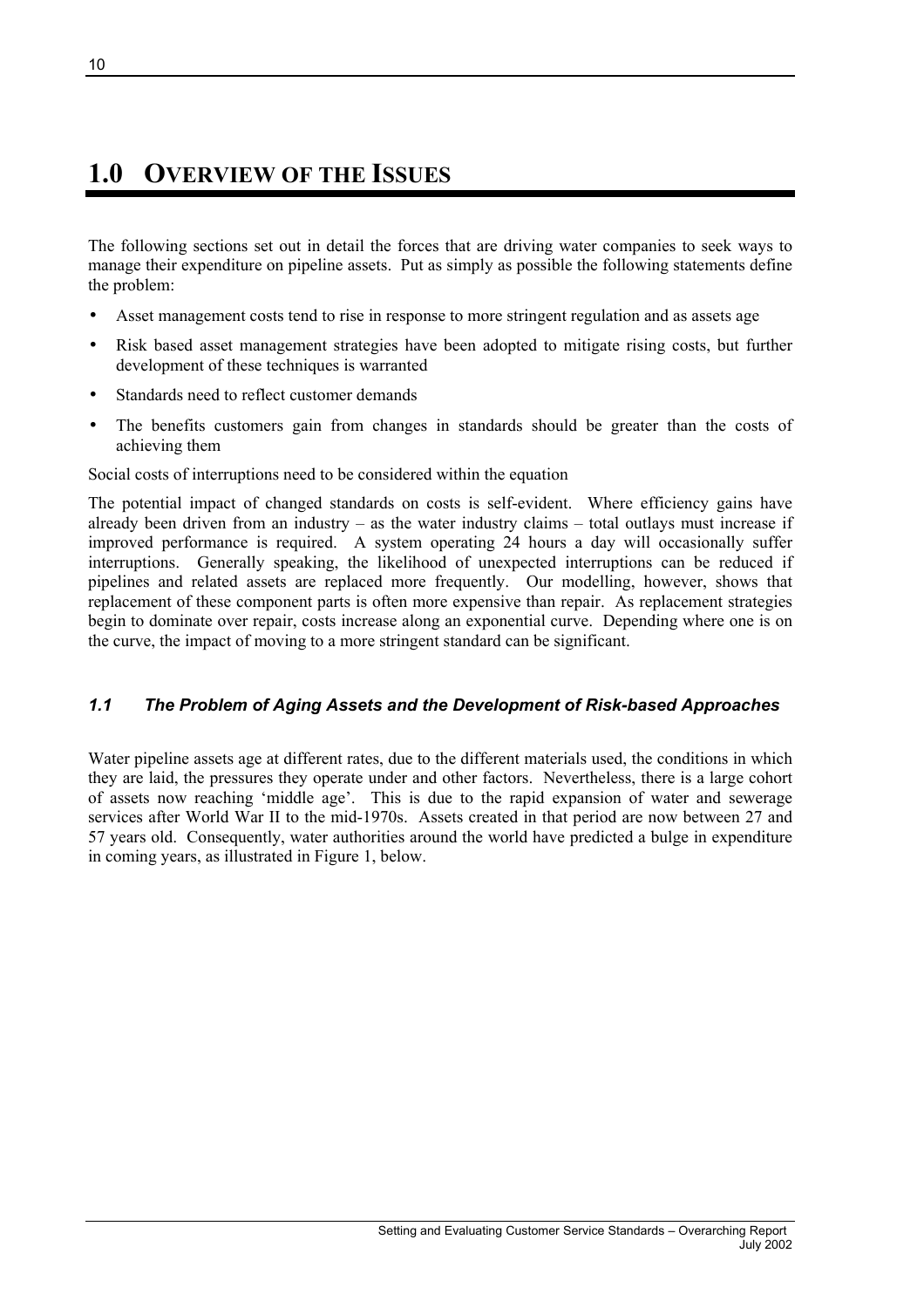# 1.0 OVERVIEW OF THE ISSUES

The following sections set out in detail the forces that are driving water companies to seek ways to manage their expenditure on pipeline assets. Put as simply as possible the following statements define the problem:

- Asset management costs tend to rise in response to more stringent regulation and as assets age
- Risk based asset management strategies have been adopted to mitigate rising costs, but further development of these techniques is warranted
- Standards need to reflect customer demands
- The benefits customers gain from changes in standards should be greater than the costs of achieving them

Social costs of interruptions need to be considered within the equation

The potential impact of changed standards on costs is self-evident. Where efficiency gains have already been driven from an industry – as the water industry claims – total outlays must increase if improved performance is required. A system operating 24 hours a day will occasionally suffer interruptions. Generally speaking, the likelihood of unexpected interruptions can be reduced if pipelines and related assets are replaced more frequently. Our modelling, however, shows that replacement of these component parts is often more expensive than repair. As replacement strategies begin to dominate over repair, costs increase along an exponential curve. Depending where one is on the curve, the impact of moving to a more stringent standard can be significant.

## *1.1 The Problem of Aging Assets and the Development of Risk-based Approaches*

Water pipeline assets age at different rates, due to the different materials used, the conditions in which they are laid, the pressures they operate under and other factors. Nevertheless, there is a large cohort of assets now reaching 'middle age'. This is due to the rapid expansion of water and sewerage services after World War II to the mid-1970s. Assets created in that period are now between 27 and 57 years old. Consequently, water authorities around the world have predicted a bulge in expenditure in coming years, as illustrated in Figure 1, below.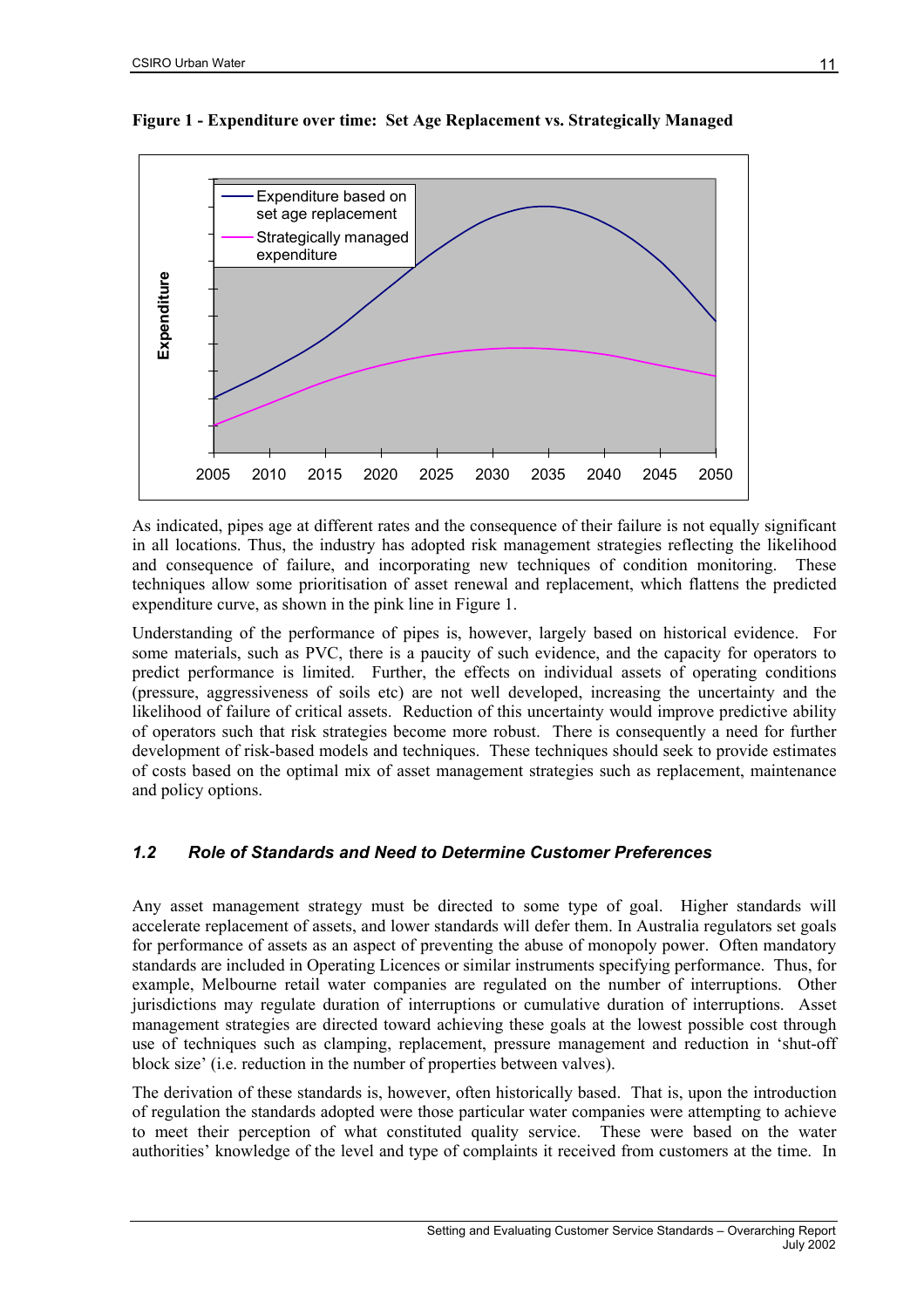**Figure 1 - Expenditure over time: Set Age Replacement vs. Strategically Managed**

As indicated, pipes age at different rates and the consequence of their failure is not equally significant in all locations. Thus, the industry has adopted risk management strategies reflecting the likelihood and consequence of failure, and incorporating new techniques of condition monitoring. These techniques allow some prioritisation of asset renewal and replacement, which flattens the predicted expenditure curve, as shown in the pink line in Figure 1.

Understanding of the performance of pipes is, however, largely based on historical evidence. For some materials, such as PVC, there is a paucity of such evidence, and the capacity for operators to predict performance is limited. Further, the effects on individual assets of operating conditions (pressure, aggressiveness of soils etc) are not well developed, increasing the uncertainty and the likelihood of failure of critical assets. Reduction of this uncertainty would improve predictive ability of operators such that risk strategies become more robust. There is consequently a need for further development of risk-based models and techniques. These techniques should seek to provide estimates of costs based on the optimal mix of asset management strategies such as replacement, maintenance and policy options.

### *1.2 Role of Standards and Need to Determine Customer Preferences*

Any asset management strategy must be directed to some type of goal. Higher standards will accelerate replacement of assets, and lower standards will defer them. In Australia regulators set goals for performance of assets as an aspect of preventing the abuse of monopoly power. Often mandatory standards are included in Operating Licences or similar instruments specifying performance. Thus, for example, Melbourne retail water companies are regulated on the number of interruptions. Other jurisdictions may regulate duration of interruptions or cumulative duration of interruptions. Asset management strategies are directed toward achieving these goals at the lowest possible cost through use of techniques such as clamping, replacement, pressure management and reduction in 'shut-off block size' (i.e. reduction in the number of properties between valves).

The derivation of these standards is, however, often historically based. That is, upon the introduction of regulation the standards adopted were those particular water companies were attempting to achieve to meet their perception of what constituted quality service. These were based on the water authorities' knowledge of the level and type of complaints it received from customers at the time. In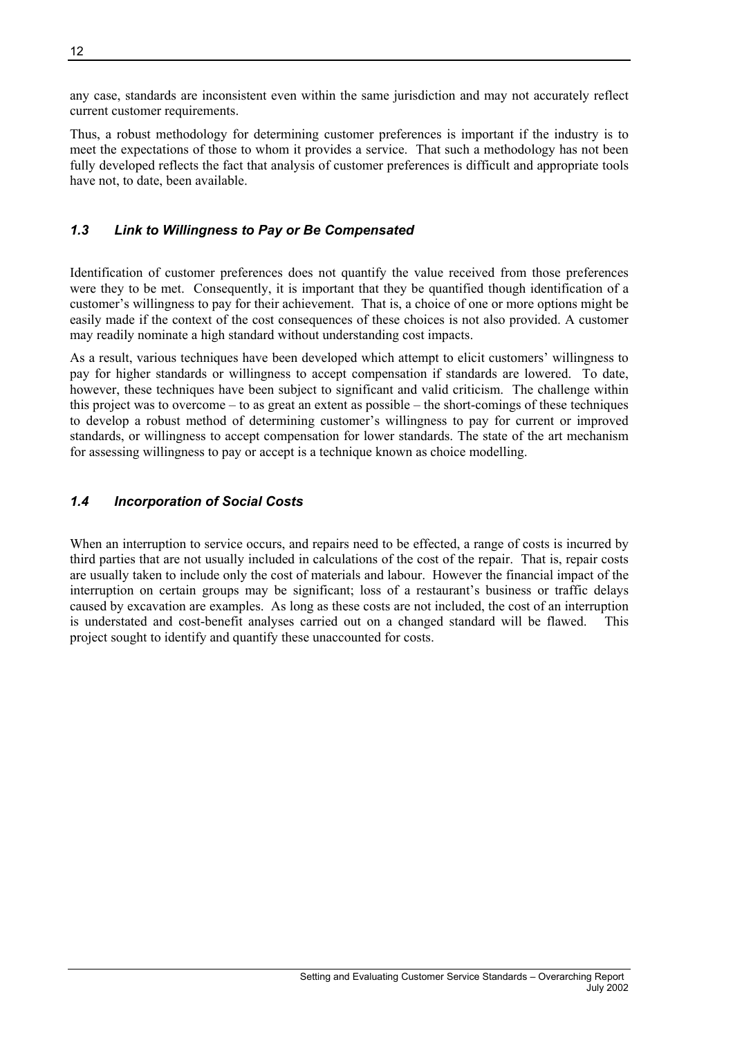any case, standards are inconsistent even within the same jurisdiction and may not accurately reflect current customer requirements.

Thus, a robust methodology for determining customer preferences is important if the industry is to meet the expectations of those to whom it provides a service. That such a methodology has not been fully developed reflects the fact that analysis of customer preferences is difficult and appropriate tools have not, to date, been available.

### *1.3 Link to Willingness to Pay or Be Compensated*

Identification of customer preferences does not quantify the value received from those preferences were they to be met. Consequently, it is important that they be quantified though identification of a customer's willingness to pay for their achievement. That is, a choice of one or more options might be easily made if the context of the cost consequences of these choices is not also provided. A customer may readily nominate a high standard without understanding cost impacts.

As a result, various techniques have been developed which attempt to elicit customers' willingness to pay for higher standards or willingness to accept compensation if standards are lowered. To date, however, these techniques have been subject to significant and valid criticism. The challenge within this project was to overcome – to as great an extent as possible – the short-comings of these techniques to develop a robust method of determining customer's willingness to pay for current or improved standards, or willingness to accept compensation for lower standards. The state of the art mechanism for assessing willingness to pay or accept is a technique known as choice modelling.

### *1.4 Incorporation of Social Costs*

When an interruption to service occurs, and repairs need to be effected, a range of costs is incurred by third parties that are not usually included in calculations of the cost of the repair. That is, repair costs are usually taken to include only the cost of materials and labour. However the financial impact of the interruption on certain groups may be significant; loss of a restaurant's business or traffic delays caused by excavation are examples. As long as these costs are not included, the cost of an interruption is understated and cost-benefit analyses carried out on a changed standard will be flawed. This project sought to identify and quantify these unaccounted for costs.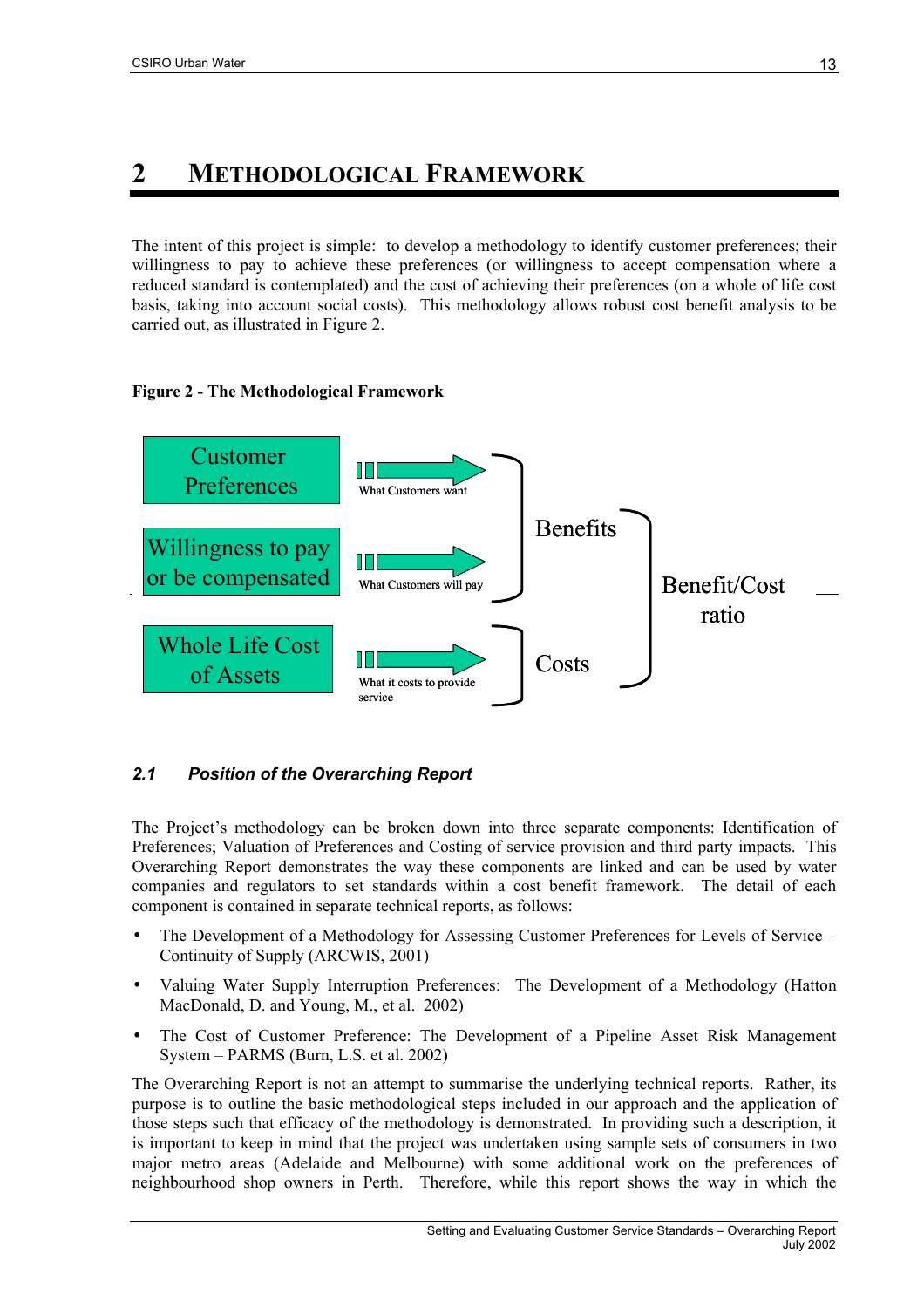# 2 METHODOLOGICAL FRAMEWORK

The intent of this project is simple: to develop a methodology to identify customer preferences; their willingness to pay to achieve these preferences (or willingness to accept compensation where a reduced standard is contemplated) and the cost of achieving their preferences (on a whole of life cost basis, taking into account social costs). This methodology allows robust cost benefit analysis to be carried out, as illustrated in Figure 2.

**Figure 2 - The Methodological Framework**

Customer Preferences → What Customers want

Willingness to pay or be compensated → What Customers will pay

Whole Life Cost of Assets → What it costs to provide service

Benefits

Costs

Benefit/Cost ratio

## 2.1 Position of the Overarching Report

The Project's methodology can be broken down into three separate components: Identification of Preferences; Valuation of Preferences and Costing of service provision and third party impacts. This Overarching Report demonstrates the way these components are linked and can be used by water companies and regulators to set standards within a cost benefit framework. The detail of each component is contained in separate technical reports, as follows:

- The Development of a Methodology for Assessing Customer Preferences for Levels of Service – Continuity of Supply (ARCWIS, 2001)
- Valuing Water Supply Interruption Preferences: The Development of a Methodology (Hatton MacDonald, D. and Young, M., et al. 2002)
- The Cost of Customer Preference: The Development of a Pipeline Asset Risk Management System – PARMS (Burn, L.S. et al. 2002)

The Overarching Report is not an attempt to summarise the underlying technical reports. Rather, its purpose is to outline the basic methodological steps included in our approach and the application of those steps such that efficacy of the methodology is demonstrated. In providing such a description, it is important to keep in mind that the project was undertaken using sample sets of consumers in two major metro areas (Adelaide and Melbourne) with some additional work on the preferences of neighbourhood shop owners in Perth. Therefore, while this report shows the way in which the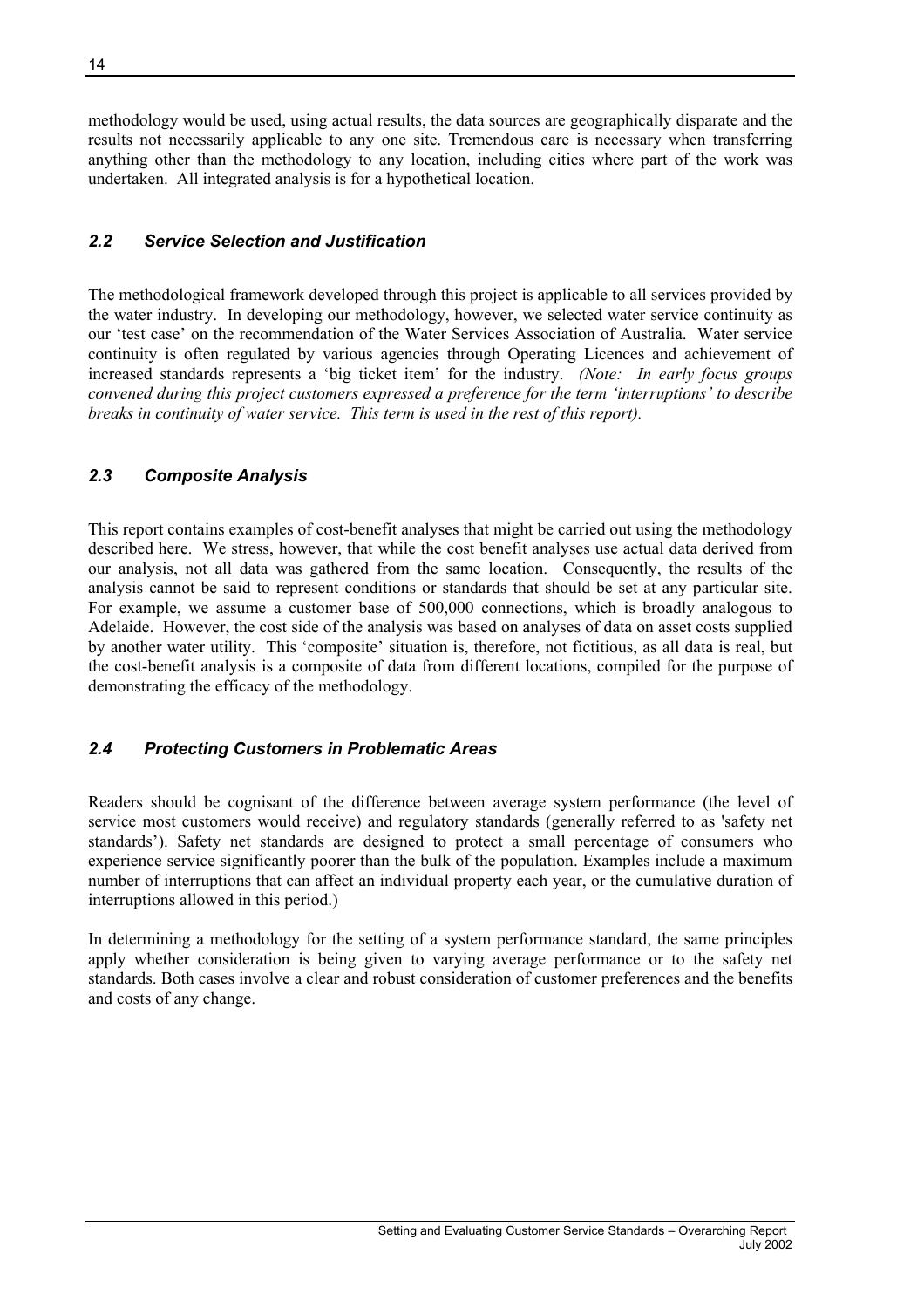methodology would be used, using actual results, the data sources are geographically disparate and the results not necessarily applicable to any one site. Tremendous care is necessary when transferring anything other than the methodology to any location, including cities where part of the work was undertaken. All integrated analysis is for a hypothetical location.

## *2.2 Service Selection and Justification*

The methodological framework developed through this project is applicable to all services provided by the water industry. In developing our methodology, however, we selected water service continuity as our 'test case' on the recommendation of the Water Services Association of Australia. Water service continuity is often regulated by various agencies through Operating Licences and achievement of increased standards represents a 'big ticket item' for the industry. *(Note: In early focus groups convened during this project customers expressed a preference for the term 'interruptions' to describe breaks in continuity of water service. This term is used in the rest of this report).*

## *2.3 Composite Analysis*

This report contains examples of cost-benefit analyses that might be carried out using the methodology described here. We stress, however, that while the cost benefit analyses use actual data derived from our analysis, not all data was gathered from the same location. Consequently, the results of the analysis cannot be said to represent conditions or standards that should be set at any particular site. For example, we assume a customer base of 500,000 connections, which is broadly analogous to Adelaide. However, the cost side of the analysis was based on analyses of data on asset costs supplied by another water utility. This 'composite' situation is, therefore, not fictitious, as all data is real, but the cost-benefit analysis is a composite of data from different locations, compiled for the purpose of demonstrating the efficacy of the methodology.

## *2.4 Protecting Customers in Problematic Areas*

Readers should be cognisant of the difference between average system performance (the level of service most customers would receive) and regulatory standards (generally referred to as 'safety net standards'). Safety net standards are designed to protect a small percentage of consumers who experience service significantly poorer than the bulk of the population. Examples include a maximum number of interruptions that can affect an individual property each year, or the cumulative duration of interruptions allowed in this period.)

In determining a methodology for the setting of a system performance standard, the same principles apply whether consideration is being given to varying average performance or to the safety net standards. Both cases involve a clear and robust consideration of customer preferences and the benefits and costs of any change.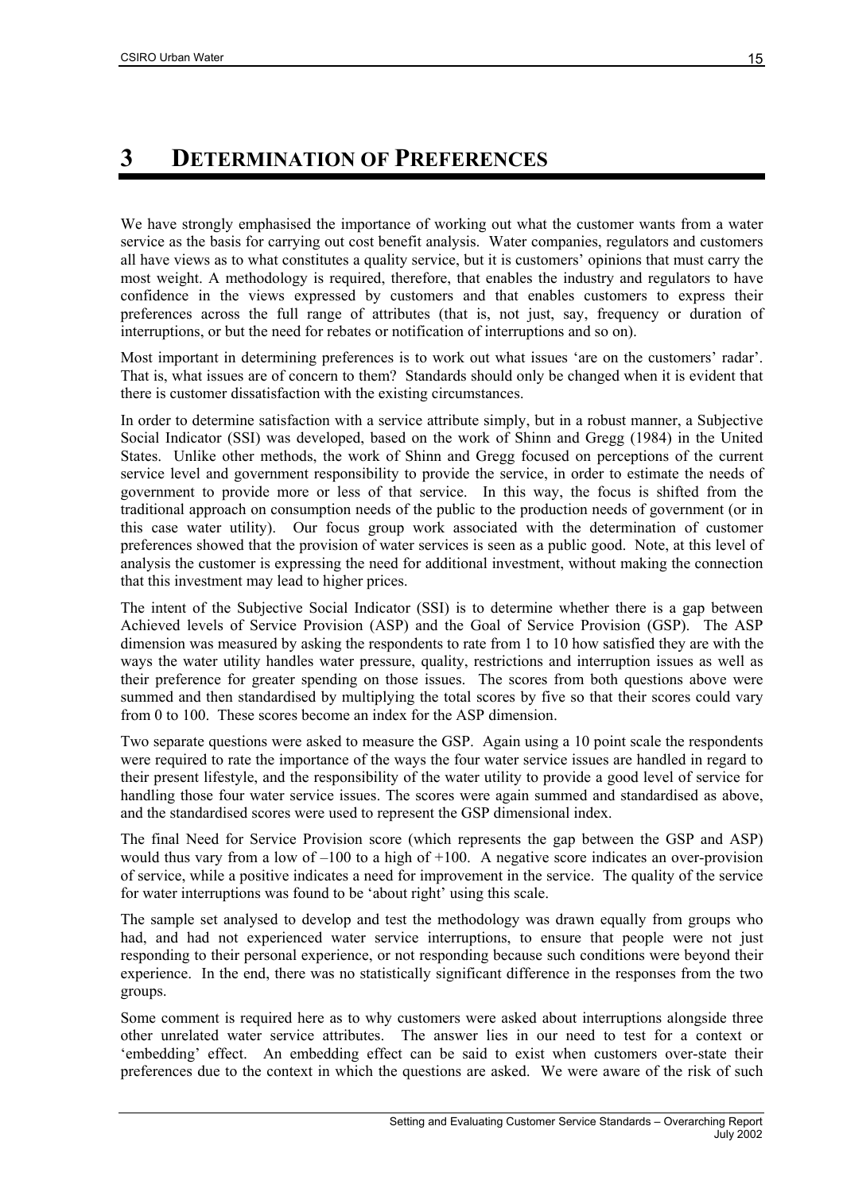# 3 DETERMINATION OF PREFERENCES

We have strongly emphasised the importance of working out what the customer wants from a water service as the basis for carrying out cost benefit analysis. Water companies, regulators and customers all have views as to what constitutes a quality service, but it is customers' opinions that must carry the most weight. A methodology is required, therefore, that enables the industry and regulators to have confidence in the views expressed by customers and that enables customers to express their preferences across the full range of attributes (that is, not just, say, frequency or duration of interruptions, or but the need for rebates or notification of interruptions and so on).

Most important in determining preferences is to work out what issues 'are on the customers' radar'. That is, what issues are of concern to them? Standards should only be changed when it is evident that there is customer dissatisfaction with the existing circumstances.

In order to determine satisfaction with a service attribute simply, but in a robust manner, a Subjective Social Indicator (SSI) was developed, based on the work of Shinn and Gregg (1984) in the United States. Unlike other methods, the work of Shinn and Gregg focused on perceptions of the current service level and government responsibility to provide the service, in order to estimate the needs of government to provide more or less of that service. In this way, the focus is shifted from the traditional approach on consumption needs of the public to the production needs of government (or in this case water utility). Our focus group work associated with the determination of customer preferences showed that the provision of water services is seen as a public good. Note, at this level of analysis the customer is expressing the need for additional investment, without making the connection that this investment may lead to higher prices.

The intent of the Subjective Social Indicator (SSI) is to determine whether there is a gap between Achieved levels of Service Provision (ASP) and the Goal of Service Provision (GSP). The ASP dimension was measured by asking the respondents to rate from 1 to 10 how satisfied they are with the ways the water utility handles water pressure, quality, restrictions and interruption issues as well as their preference for greater spending on those issues. The scores from both questions above were summed and then standardised by multiplying the total scores by five so that their scores could vary from 0 to 100. These scores become an index for the ASP dimension.

Two separate questions were asked to measure the GSP. Again using a 10 point scale the respondents were required to rate the importance of the ways the four water service issues are handled in regard to their present lifestyle, and the responsibility of the water utility to provide a good level of service for handling those four water service issues. The scores were again summed and standardised as above, and the standardised scores were used to represent the GSP dimensional index.

The final Need for Service Provision score (which represents the gap between the GSP and ASP) would thus vary from a low of –100 to a high of +100. A negative score indicates an over-provision of service, while a positive indicates a need for improvement in the service. The quality of the service for water interruptions was found to be 'about right' using this scale.

The sample set analysed to develop and test the methodology was drawn equally from groups who had, and had not experienced water service interruptions, to ensure that people were not just responding to their personal experience, or not responding because such conditions were beyond their experience. In the end, there was no statistically significant difference in the responses from the two groups.

Some comment is required here as to why customers were asked about interruptions alongside three other unrelated water service attributes. The answer lies in our need to test for a context or 'embedding' effect. An embedding effect can be said to exist when customers over-state their preferences due to the context in which the questions are asked. We were aware of the risk of such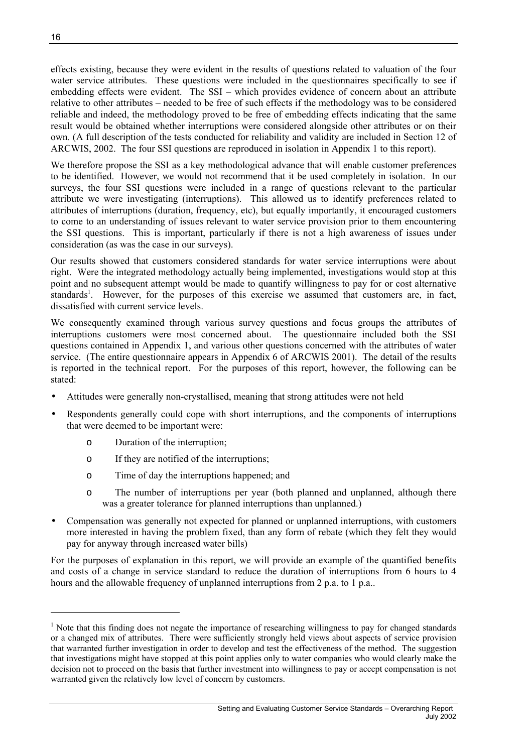effects existing, because they were evident in the results of questions related to valuation of the four water service attributes. These questions were included in the questionnaires specifically to see if embedding effects were evident. The SSI – which provides evidence of concern about an attribute relative to other attributes – needed to be free of such effects if the methodology was to be considered reliable and indeed, the methodology proved to be free of embedding effects indicating that the same result would be obtained whether interruptions were considered alongside other attributes or on their own. (A full description of the tests conducted for reliability and validity are included in Section 12 of ARCWIS, 2002. The four SSI questions are reproduced in isolation in Appendix 1 to this report).

We therefore propose the SSI as a key methodological advance that will enable customer preferences to be identified. However, we would not recommend that it be used completely in isolation. In our surveys, the four SSI questions were included in a range of questions relevant to the particular attribute we were investigating (interruptions). This allowed us to identify preferences related to attributes of interruptions (duration, frequency, etc), but equally importantly, it encouraged customers to come to an understanding of issues relevant to water service provision prior to them encountering the SSI questions. This is important, particularly if there is not a high awareness of issues under consideration (as was the case in our surveys).

Our results showed that customers considered standards for water service interruptions were about right. Were the integrated methodology actually being implemented, investigations would stop at this point and no subsequent attempt would be made to quantify willingness to pay for or cost alternative standards[1]. However, for the purposes of this exercise we assumed that customers are, in fact, dissatisfied with current service levels.

We consequently examined through various survey questions and focus groups the attributes of interruptions customers were most concerned about. The questionnaire included both the SSI questions contained in Appendix 1, and various other questions concerned with the attributes of water service. (The entire questionnaire appears in Appendix 6 of ARCWIS 2001). The detail of the results is reported in the technical report. For the purposes of this report, however, the following can be stated:

- Attitudes were generally non-crystallised, meaning that strong attitudes were not held
- Respondents generally could cope with short interruptions, and the components of interruptions that were deemed to be important were:
  - Duration of the interruption;
  - If they are notified of the interruptions;
  - Time of day the interruptions happened; and
  - The number of interruptions per year (both planned and unplanned, although there was a greater tolerance for planned interruptions than unplanned.)
- Compensation was generally not expected for planned or unplanned interruptions, with customers more interested in having the problem fixed, than any form of rebate (which they felt they would pay for anyway through increased water bills)

For the purposes of explanation in this report, we will provide an example of the quantified benefits and costs of a change in service standard to reduce the duration of interruptions from 6 hours to 4 hours and the allowable frequency of unplanned interruptions from 2 p.a. to 1 p.a..

---

[1] Note that this finding does not negate the importance of researching willingness to pay for changed standards or a changed mix of attributes. There were sufficiently strongly held views about aspects of service provision that warranted further investigation in order to develop and test the effectiveness of the method. The suggestion that investigations might have stopped at this point applies only to water companies who would clearly make the decision not to proceed on the basis that further investment into willingness to pay or accept compensation is not warranted given the relatively low level of concern by customers.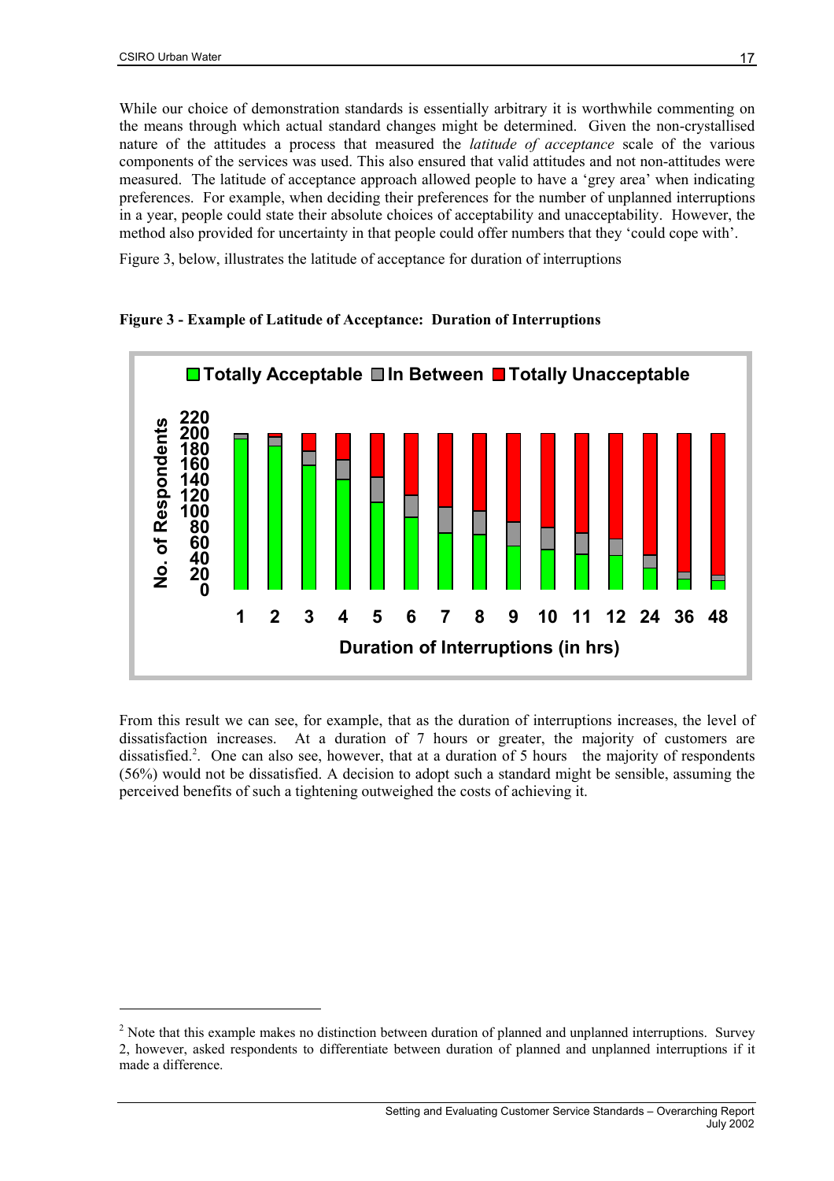While our choice of demonstration standards is essentially arbitrary it is worthwhile commenting on the means through which actual standard changes might be determined. Given the non-crystallised nature of the attitudes a process that measured the *latitude of acceptance* scale of the various components of the services was used. This also ensured that valid attitudes and not non-attitudes were measured. The latitude of acceptance approach allowed people to have a 'grey area' when indicating preferences. For example, when deciding their preferences for the number of unplanned interruptions in a year, people could state their absolute choices of acceptability and unacceptability. However, the method also provided for uncertainty in that people could offer numbers that they 'could cope with'.

Figure 3, below, illustrates the latitude of acceptance for duration of interruptions

**Figure 3 - Example of Latitude of Acceptance: Duration of Interruptions**

From this result we can see, for example, that as the duration of interruptions increases, the level of dissatisfaction increases. At a duration of 7 hours or greater, the majority of customers are dissatisfied.[2]. One can also see, however, that at a duration of 5 hours the majority of respondents (56%) would not be dissatisfied. A decision to adopt such a standard might be sensible, assuming the perceived benefits of such a tightening outweighed the costs of achieving it.

[2] Note that this example makes no distinction between duration of planned and unplanned interruptions. Survey 2, however, asked respondents to differentiate between duration of planned and unplanned interruptions if it made a difference.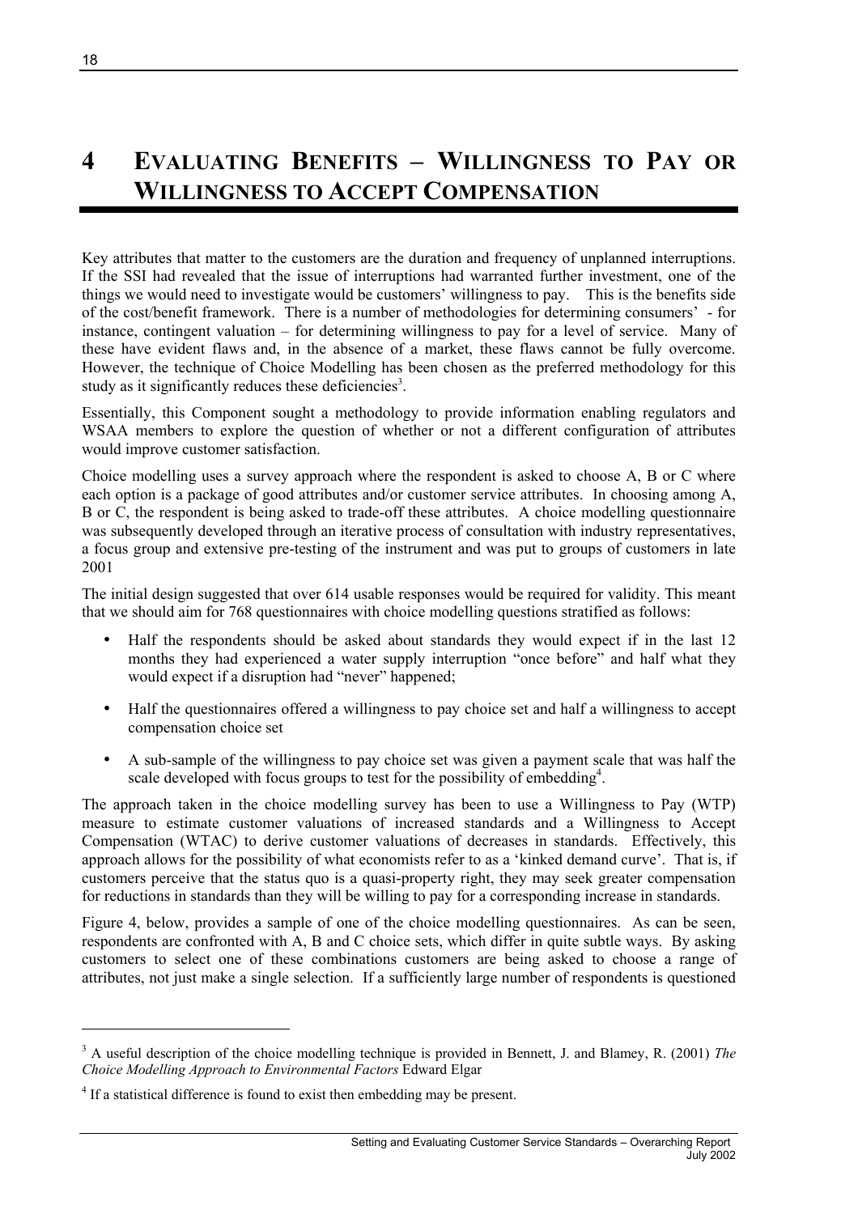# 4 EVALUATING BENEFITS – WILLINGNESS TO PAY OR WILLINGNESS TO ACCEPT COMPENSATION

Key attributes that matter to the customers are the duration and frequency of unplanned interruptions. If the SSI had revealed that the issue of interruptions had warranted further investment, one of the things we would need to investigate would be customers' willingness to pay. This is the benefits side of the cost/benefit framework. There is a number of methodologies for determining consumers' - for instance, contingent valuation – for determining willingness to pay for a level of service. Many of these have evident flaws and, in the absence of a market, these flaws cannot be fully overcome. However, the technique of Choice Modelling has been chosen as the preferred methodology for this study as it significantly reduces these deficiencies[3].

Essentially, this Component sought a methodology to provide information enabling regulators and WSAA members to explore the question of whether or not a different configuration of attributes would improve customer satisfaction.

Choice modelling uses a survey approach where the respondent is asked to choose A, B or C where each option is a package of good attributes and/or customer service attributes. In choosing among A, B or C, the respondent is being asked to trade-off these attributes. A choice modelling questionnaire was subsequently developed through an iterative process of consultation with industry representatives, a focus group and extensive pre-testing of the instrument and was put to groups of customers in late 2001

The initial design suggested that over 614 usable responses would be required for validity. This meant that we should aim for 768 questionnaires with choice modelling questions stratified as follows:

- Half the respondents should be asked about standards they would expect if in the last 12 months they had experienced a water supply interruption "once before" and half what they would expect if a disruption had "never" happened;
- Half the questionnaires offered a willingness to pay choice set and half a willingness to accept compensation choice set
- A sub-sample of the willingness to pay choice set was given a payment scale that was half the scale developed with focus groups to test for the possibility of embedding[4].

The approach taken in the choice modelling survey has been to use a Willingness to Pay (WTP) measure to estimate customer valuations of increased standards and a Willingness to Accept Compensation (WTAC) to derive customer valuations of decreases in standards. Effectively, this approach allows for the possibility of what economists refer to as a 'kinked demand curve'. That is, if customers perceive that the status quo is a quasi-property right, they may seek greater compensation for reductions in standards than they will be willing to pay for a corresponding increase in standards.

Figure 4, below, provides a sample of one of the choice modelling questionnaires. As can be seen, respondents are confronted with A, B and C choice sets, which differ in quite subtle ways. By asking customers to select one of these combinations customers are being asked to choose a range of attributes, not just make a single selection. If a sufficiently large number of respondents is questioned

---

[3] A useful description of the choice modelling technique is provided in Bennett, J. and Blamey, R. (2001) *The Choice Modelling Approach to Environmental Factors* Edward Elgar

[4] If a statistical difference is found to exist then embedding may be present.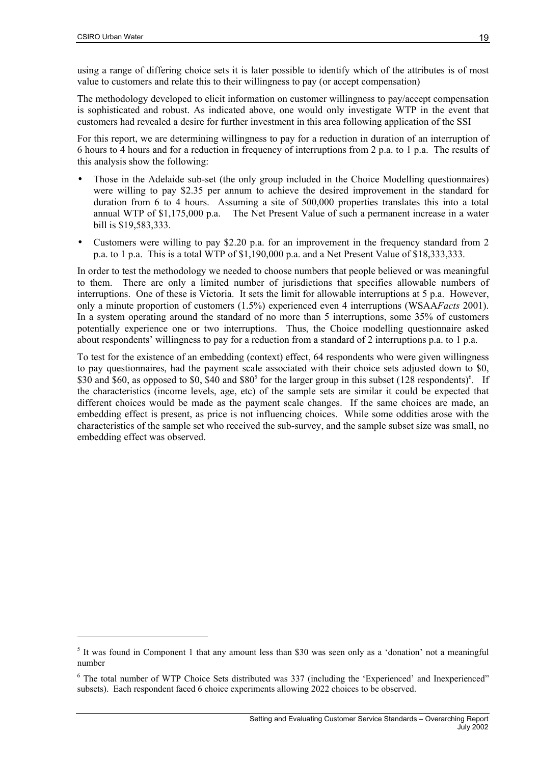using a range of differing choice sets it is later possible to identify which of the attributes is of most value to customers and relate this to their willingness to pay (or accept compensation)

The methodology developed to elicit information on customer willingness to pay/accept compensation is sophisticated and robust. As indicated above, one would only investigate WTP in the event that customers had revealed a desire for further investment in this area following application of the SSI

For this report, we are determining willingness to pay for a reduction in duration of an interruption of 6 hours to 4 hours and for a reduction in frequency of interruptions from 2 p.a. to 1 p.a. The results of this analysis show the following:

- Those in the Adelaide sub-set (the only group included in the Choice Modelling questionnaires) were willing to pay $2.35 per annum to achieve the desired improvement in the standard for duration from 6 to 4 hours. Assuming a site of 500,000 properties translates this into a total annual WTP of $1,175,000 p.a. The Net Present Value of such a permanent increase in a water bill is $19,583,333.
- Customers were willing to pay $2.20 p.a. for an improvement in the frequency standard from 2 p.a. to 1 p.a. This is a total WTP of $1,190,000 p.a. and a Net Present Value of $18,333,333.

In order to test the methodology we needed to choose numbers that people believed or was meaningful to them. There are only a limited number of jurisdictions that specifies allowable numbers of interruptions. One of these is Victoria. It sets the limit for allowable interruptions at 5 p.a. However, only a minute proportion of customers (1.5%) experienced even 4 interruptions (WSAA*Facts* 2001). In a system operating around the standard of no more than 5 interruptions, some 35% of customers potentially experience one or two interruptions. Thus, the Choice modelling questionnaire asked about respondents' willingness to pay for a reduction from a standard of 2 interruptions p.a. to 1 p.a.

To test for the existence of an embedding (context) effect, 64 respondents who were given willingness to pay questionnaires, had the payment scale associated with their choice sets adjusted down to $0, $30 and $60, as opposed to $0, $40 and $80[5] for the larger group in this subset (128 respondents)[6]. If the characteristics (income levels, age, etc) of the sample sets are similar it could be expected that different choices would be made as the payment scale changes. If the same choices are made, an embedding effect is present, as price is not influencing choices. While some oddities arose with the characteristics of the sample set who received the sub-survey, and the sample subset size was small, no embedding effect was observed.

---

[5] It was found in Component 1 that any amount less than $30 was seen only as a 'donation' not a meaningful number

[6] The total number of WTP Choice Sets distributed was 337 (including the 'Experienced' and Inexperienced" subsets). Each respondent faced 6 choice experiments allowing 2022 choices to be observed.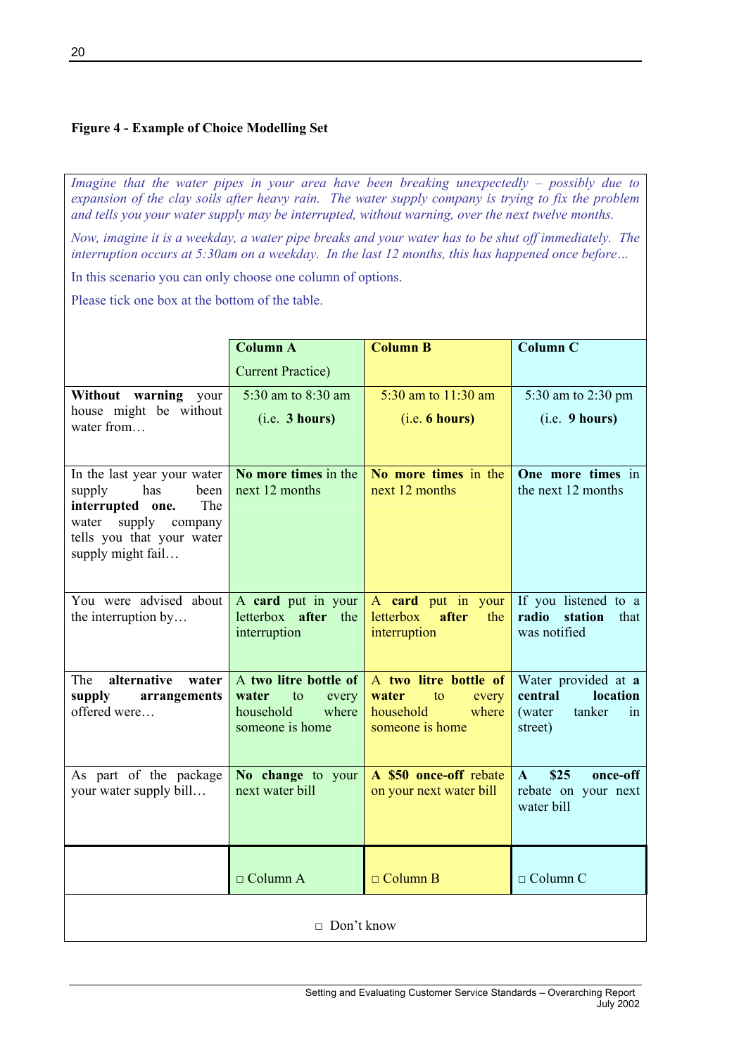**Figure 4 - Example of Choice Modelling Set**

*Imagine that the water pipes in your area have been breaking unexpectedly – possibly due to expansion of the clay soils after heavy rain. The water supply company is trying to fix the problem and tells you your water supply may be interrupted, without warning, over the next twelve months.*

*Now, imagine it is a weekday, a water pipe breaks and your water has to be shut off immediately. The interruption occurs at 5:30am on a weekday. In the last 12 months, this has happened once before…*

In this scenario you can only choose one column of options.

Please tick one box at the bottom of the table.

| | **Column A** Current Practice) | **Column B** | **Column C** |
|---|---|---|---|
| **Without warning** your house might be without water from… | 5:30 am to 8:30 am (i.e. **3 hours)** | 5:30 am to 11:30 am (i.e. **6 hours)** | 5:30 am to 2:30 pm (i.e. **9 hours)** |
| In the last year your water supply has been **interrupted one.** The water supply company tells you that your water supply might fail… | **No more times** in the next 12 months | **No more times** in the next 12 months | **One more times** in the next 12 months |
| You were advised about the interruption by… | A **card** put in your letterbox **after** the interruption | A **card** put in your letterbox **after** the interruption | If you listened to a **radio station** that was notified |
| The **alternative water supply arrangements** offered were… | A **two litre bottle of water** to every household where someone is home | A **two litre bottle of water** to every household where someone is home | Water provided at **a central location** (water tanker in street) |
| As part of the package your water supply bill… | **No change** to your next water bill | **A $50 once-off** rebate on your next water bill | **A $25 once-off** rebate on your next water bill |
| | □ Column A | □ Column B | □ Column C |

□ Don't know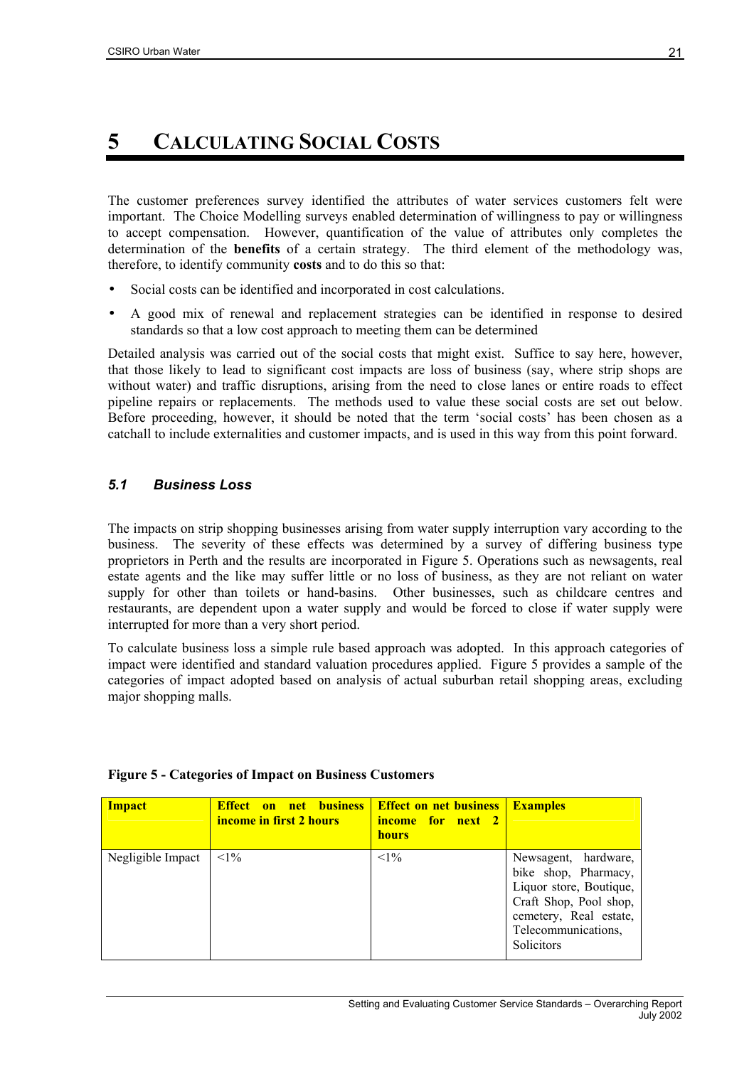# 5 CALCULATING SOCIAL COSTS

The customer preferences survey identified the attributes of water services customers felt were important. The Choice Modelling surveys enabled determination of willingness to pay or willingness to accept compensation. However, quantification of the value of attributes only completes the determination of the **benefits** of a certain strategy. The third element of the methodology was, therefore, to identify community **costs** and to do this so that:

- Social costs can be identified and incorporated in cost calculations.
- A good mix of renewal and replacement strategies can be identified in response to desired standards so that a low cost approach to meeting them can be determined

Detailed analysis was carried out of the social costs that might exist. Suffice to say here, however, that those likely to lead to significant cost impacts are loss of business (say, where strip shops are without water) and traffic disruptions, arising from the need to close lanes or entire roads to effect pipeline repairs or replacements. The methods used to value these social costs are set out below. Before proceeding, however, it should be noted that the term 'social costs' has been chosen as a catchall to include externalities and customer impacts, and is used in this way from this point forward.

## *5.1 Business Loss*

The impacts on strip shopping businesses arising from water supply interruption vary according to the business. The severity of these effects was determined by a survey of differing business type proprietors in Perth and the results are incorporated in Figure 5. Operations such as newsagents, real estate agents and the like may suffer little or no loss of business, as they are not reliant on water supply for other than toilets or hand-basins. Other businesses, such as childcare centres and restaurants, are dependent upon a water supply and would be forced to close if water supply were interrupted for more than a very short period.

To calculate business loss a simple rule based approach was adopted. In this approach categories of impact were identified and standard valuation procedures applied. Figure 5 provides a sample of the categories of impact adopted based on analysis of actual suburban retail shopping areas, excluding major shopping malls.

**Figure 5 - Categories of Impact on Business Customers**

| Impact | Effect on net business income in first 2 hours | Effect on net business income for next 2 hours | Examples |
|---|---|---|---|
| Negligible Impact | <1% | <1% | Newsagent, hardware, bike shop, Pharmacy, Liquor store, Boutique, Craft Shop, Pool shop, cemetery, Real estate, Telecommunications, Solicitors |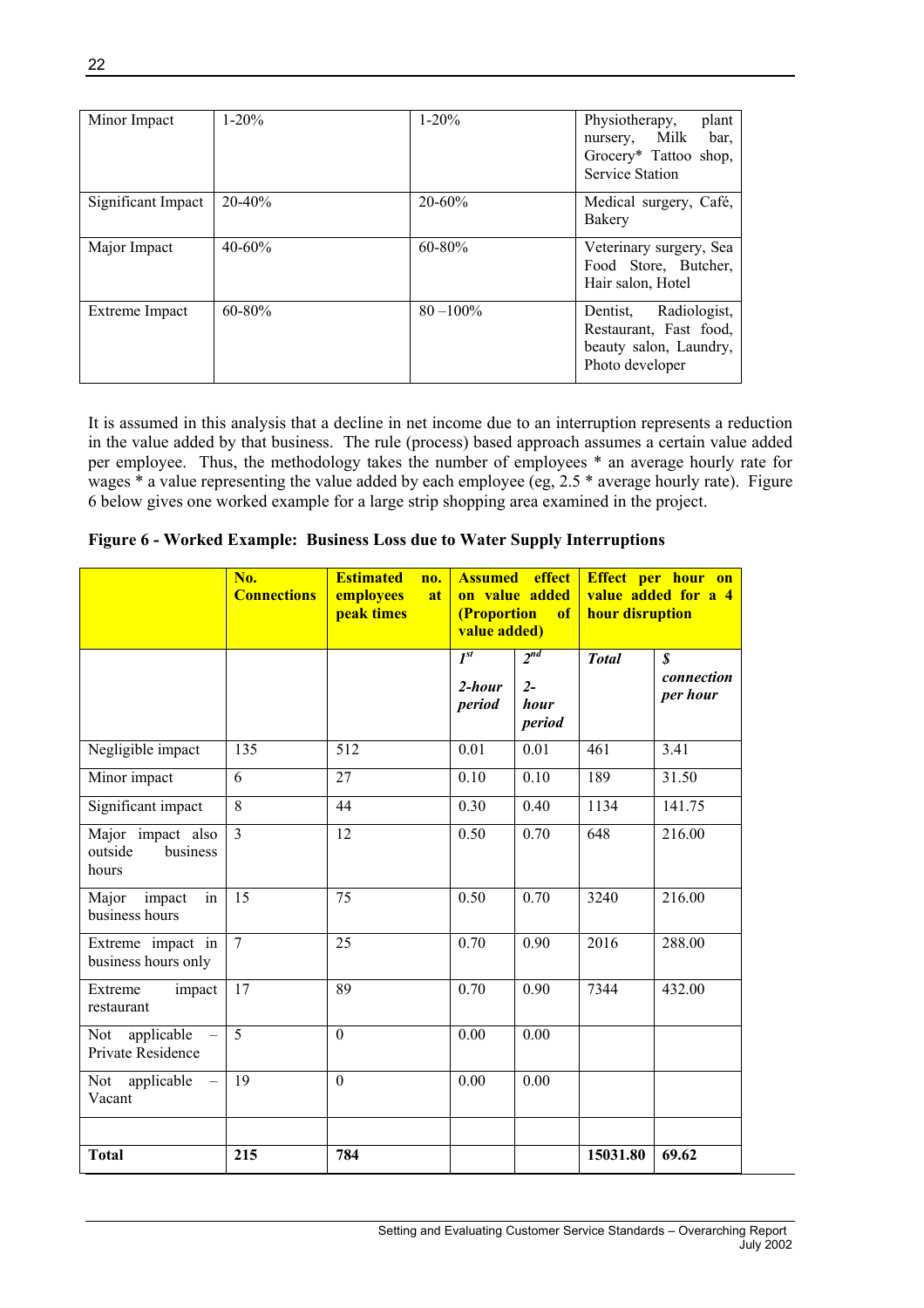| Minor Impact | 1-20% | 1-20% | Physiotherapy, plant nursery, Milk bar, Grocery* Tattoo shop, Service Station |
|---|---|---|---|
| Significant Impact | 20-40% | 20-60% | Medical surgery, Café, Bakery |
| Major Impact | 40-60% | 60-80% | Veterinary surgery, Sea Food Store, Butcher, Hair salon, Hotel |
| Extreme Impact | 60-80% | 80 –100% | Dentist, Radiologist, Restaurant, Fast food, beauty salon, Laundry, Photo developer |

It is assumed in this analysis that a decline in net income due to an interruption represents a reduction in the value added by that business. The rule (process) based approach assumes a certain value added per employee. Thus, the methodology takes the number of employees * an average hourly rate for wages * a value representing the value added by each employee (eg, 2.5 * average hourly rate). Figure 6 below gives one worked example for a large strip shopping area examined in the project.

**Figure 6 - Worked Example: Business Loss due to Water Supply Interruptions**

| | **No. Connections** | **Estimated no. employees at peak times** | **Assumed effect on value added (Proportion of value added)** | | **Effect per hour on value added for a 4 hour disruption** | |
|---|---|---|---|---|---|---|
| | | | ***1st 2-hour period*** | ***2nd 2-hour period*** | ***Total*** | ***$ connection per hour*** |
| Negligible impact | 135 | 512 | 0.01 | 0.01 | 461 | 3.41 |
| Minor impact | 6 | 27 | 0.10 | 0.10 | 189 | 31.50 |
| Significant impact | 8 | 44 | 0.30 | 0.40 | 1134 | 141.75 |
| Major impact also outside business hours | 3 | 12 | 0.50 | 0.70 | 648 | 216.00 |
| Major impact in business hours | 15 | 75 | 0.50 | 0.70 | 3240 | 216.00 |
| Extreme impact in business hours only | 7 | 25 | 0.70 | 0.90 | 2016 | 288.00 |
| Extreme impact restaurant | 17 | 89 | 0.70 | 0.90 | 7344 | 432.00 |
| Not applicable – Private Residence | 5 | 0 | 0.00 | 0.00 | | |
| Not applicable – Vacant | 19 | 0 | 0.00 | 0.00 | | |
| | | | | | | |
| **Total** | **215** | **784** | | | **15031.80** | **69.62** |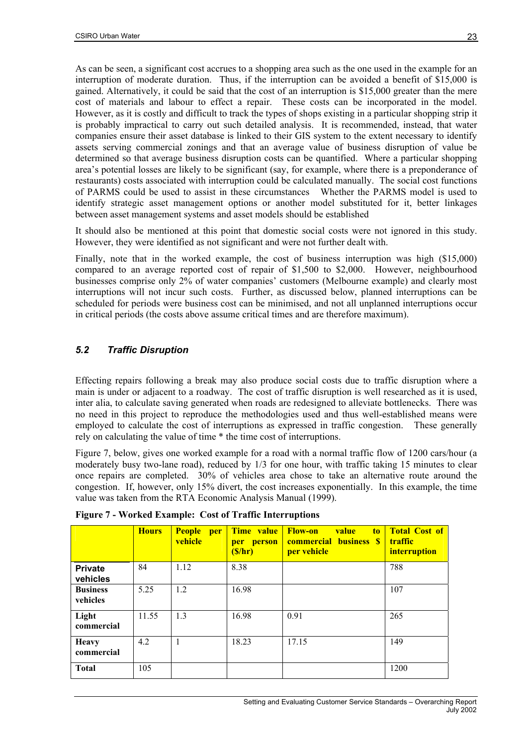As can be seen, a significant cost accrues to a shopping area such as the one used in the example for an interruption of moderate duration. Thus, if the interruption can be avoided a benefit of $15,000 is gained. Alternatively, it could be said that the cost of an interruption is $15,000 greater than the mere cost of materials and labour to effect a repair. These costs can be incorporated in the model. However, as it is costly and difficult to track the types of shops existing in a particular shopping strip it is probably impractical to carry out such detailed analysis. It is recommended, instead, that water companies ensure their asset database is linked to their GIS system to the extent necessary to identify assets serving commercial zonings and that an average value of business disruption of value be determined so that average business disruption costs can be quantified. Where a particular shopping area's potential losses are likely to be significant (say, for example, where there is a preponderance of restaurants) costs associated with interruption could be calculated manually. The social cost functions of PARMS could be used to assist in these circumstances Whether the PARMS model is used to identify strategic asset management options or another model substituted for it, better linkages between asset management systems and asset models should be established

It should also be mentioned at this point that domestic social costs were not ignored in this study. However, they were identified as not significant and were not further dealt with.

Finally, note that in the worked example, the cost of business interruption was high ($15,000) compared to an average reported cost of repair of $1,500 to $2,000. However, neighbourhood businesses comprise only 2% of water companies' customers (Melbourne example) and clearly most interruptions will not incur such costs. Further, as discussed below, planned interruptions can be scheduled for periods were business cost can be minimised, and not all unplanned interruptions occur in critical periods (the costs above assume critical times and are therefore maximum).

## *5.2 Traffic Disruption*

Effecting repairs following a break may also produce social costs due to traffic disruption where a main is under or adjacent to a roadway. The cost of traffic disruption is well researched as it is used, inter alia, to calculate saving generated when roads are redesigned to alleviate bottlenecks. There was no need in this project to reproduce the methodologies used and thus well-established means were employed to calculate the cost of interruptions as expressed in traffic congestion. These generally rely on calculating the value of time * the time cost of interruptions.

Figure 7, below, gives one worked example for a road with a normal traffic flow of 1200 cars/hour (a moderately busy two-lane road), reduced by 1/3 for one hour, with traffic taking 15 minutes to clear once repairs are completed. 30% of vehicles area chose to take an alternative route around the congestion. If, however, only 15% divert, the cost increases exponentially. In this example, the time value was taken from the RTA Economic Analysis Manual (1999).

**Figure 7 - Worked Example: Cost of Traffic Interruptions**

| | Hours | People per vehicle | Time value per person ($/hr) | Flow-on value to commercial business $ per vehicle | Total Cost of traffic interruption |
|---|---|---|---|---|---|
| **Private vehicles** | 84 | 1.12 | 8.38 | | 788 |
| **Business vehicles** | 5.25 | 1.2 | 16.98 | | 107 |
| **Light commercial** | 11.55 | 1.3 | 16.98 | 0.91 | 265 |
| **Heavy commercial** | 4.2 | 1 | 18.23 | 17.15 | 149 |
| **Total** | 105 | | | | 1200 |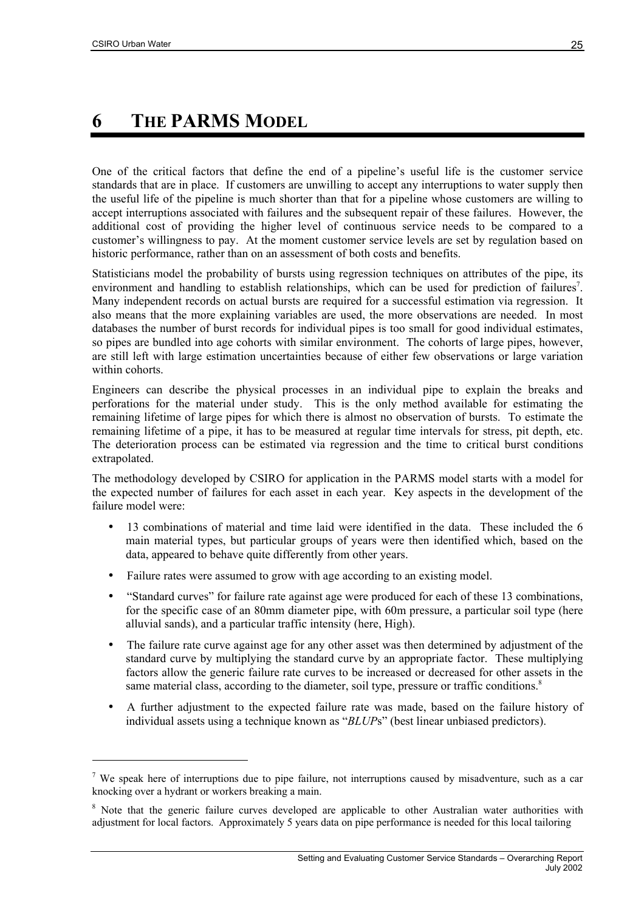# 6 THE PARMS MODEL

One of the critical factors that define the end of a pipeline's useful life is the customer service standards that are in place. If customers are unwilling to accept any interruptions to water supply then the useful life of the pipeline is much shorter than that for a pipeline whose customers are willing to accept interruptions associated with failures and the subsequent repair of these failures. However, the additional cost of providing the higher level of continuous service needs to be compared to a customer's willingness to pay. At the moment customer service levels are set by regulation based on historic performance, rather than on an assessment of both costs and benefits.

Statisticians model the probability of bursts using regression techniques on attributes of the pipe, its environment and handling to establish relationships, which can be used for prediction of failures[7]. Many independent records on actual bursts are required for a successful estimation via regression. It also means that the more explaining variables are used, the more observations are needed. In most databases the number of burst records for individual pipes is too small for good individual estimates, so pipes are bundled into age cohorts with similar environment. The cohorts of large pipes, however, are still left with large estimation uncertainties because of either few observations or large variation within cohorts.

Engineers can describe the physical processes in an individual pipe to explain the breaks and perforations for the material under study. This is the only method available for estimating the remaining lifetime of large pipes for which there is almost no observation of bursts. To estimate the remaining lifetime of a pipe, it has to be measured at regular time intervals for stress, pit depth, etc. The deterioration process can be estimated via regression and the time to critical burst conditions extrapolated.

The methodology developed by CSIRO for application in the PARMS model starts with a model for the expected number of failures for each asset in each year. Key aspects in the development of the failure model were:

- 13 combinations of material and time laid were identified in the data. These included the 6 main material types, but particular groups of years were then identified which, based on the data, appeared to behave quite differently from other years.
- Failure rates were assumed to grow with age according to an existing model.
- "Standard curves" for failure rate against age were produced for each of these 13 combinations, for the specific case of an 80mm diameter pipe, with 60m pressure, a particular soil type (here alluvial sands), and a particular traffic intensity (here, High).
- The failure rate curve against age for any other asset was then determined by adjustment of the standard curve by multiplying the standard curve by an appropriate factor. These multiplying factors allow the generic failure rate curves to be increased or decreased for other assets in the same material class, according to the diameter, soil type, pressure or traffic conditions.[8]
- A further adjustment to the expected failure rate was made, based on the failure history of individual assets using a technique known as "*BLUP*s" (best linear unbiased predictors).

---

[7] We speak here of interruptions due to pipe failure, not interruptions caused by misadventure, such as a car knocking over a hydrant or workers breaking a main.

[8] Note that the generic failure curves developed are applicable to other Australian water authorities with adjustment for local factors. Approximately 5 years data on pipe performance is needed for this local tailoring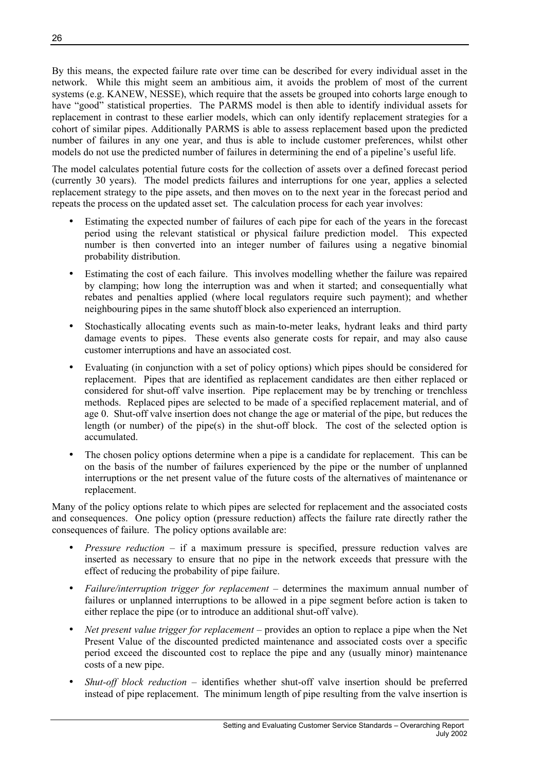By this means, the expected failure rate over time can be described for every individual asset in the network. While this might seem an ambitious aim, it avoids the problem of most of the current systems (e.g. KANEW, NESSE), which require that the assets be grouped into cohorts large enough to have "good" statistical properties. The PARMS model is then able to identify individual assets for replacement in contrast to these earlier models, which can only identify replacement strategies for a cohort of similar pipes. Additionally PARMS is able to assess replacement based upon the predicted number of failures in any one year, and thus is able to include customer preferences, whilst other models do not use the predicted number of failures in determining the end of a pipeline's useful life.

The model calculates potential future costs for the collection of assets over a defined forecast period (currently 30 years). The model predicts failures and interruptions for one year, applies a selected replacement strategy to the pipe assets, and then moves on to the next year in the forecast period and repeats the process on the updated asset set. The calculation process for each year involves:

- Estimating the expected number of failures of each pipe for each of the years in the forecast period using the relevant statistical or physical failure prediction model. This expected number is then converted into an integer number of failures using a negative binomial probability distribution.
- Estimating the cost of each failure. This involves modelling whether the failure was repaired by clamping; how long the interruption was and when it started; and consequentially what rebates and penalties applied (where local regulators require such payment); and whether neighbouring pipes in the same shutoff block also experienced an interruption.
- Stochastically allocating events such as main-to-meter leaks, hydrant leaks and third party damage events to pipes. These events also generate costs for repair, and may also cause customer interruptions and have an associated cost.
- Evaluating (in conjunction with a set of policy options) which pipes should be considered for replacement. Pipes that are identified as replacement candidates are then either replaced or considered for shut-off valve insertion. Pipe replacement may be by trenching or trenchless methods. Replaced pipes are selected to be made of a specified replacement material, and of age 0. Shut-off valve insertion does not change the age or material of the pipe, but reduces the length (or number) of the pipe(s) in the shut-off block. The cost of the selected option is accumulated.
- The chosen policy options determine when a pipe is a candidate for replacement. This can be on the basis of the number of failures experienced by the pipe or the number of unplanned interruptions or the net present value of the future costs of the alternatives of maintenance or replacement.

Many of the policy options relate to which pipes are selected for replacement and the associated costs and consequences. One policy option (pressure reduction) affects the failure rate directly rather the consequences of failure. The policy options available are:

- *Pressure reduction* – if a maximum pressure is specified, pressure reduction valves are inserted as necessary to ensure that no pipe in the network exceeds that pressure with the effect of reducing the probability of pipe failure.
- *Failure/interruption trigger for replacement* – determines the maximum annual number of failures or unplanned interruptions to be allowed in a pipe segment before action is taken to either replace the pipe (or to introduce an additional shut-off valve).
- *Net present value trigger for replacement* – provides an option to replace a pipe when the Net Present Value of the discounted predicted maintenance and associated costs over a specific period exceed the discounted cost to replace the pipe and any (usually minor) maintenance costs of a new pipe.
- *Shut-off block reduction* – identifies whether shut-off valve insertion should be preferred instead of pipe replacement. The minimum length of pipe resulting from the valve insertion is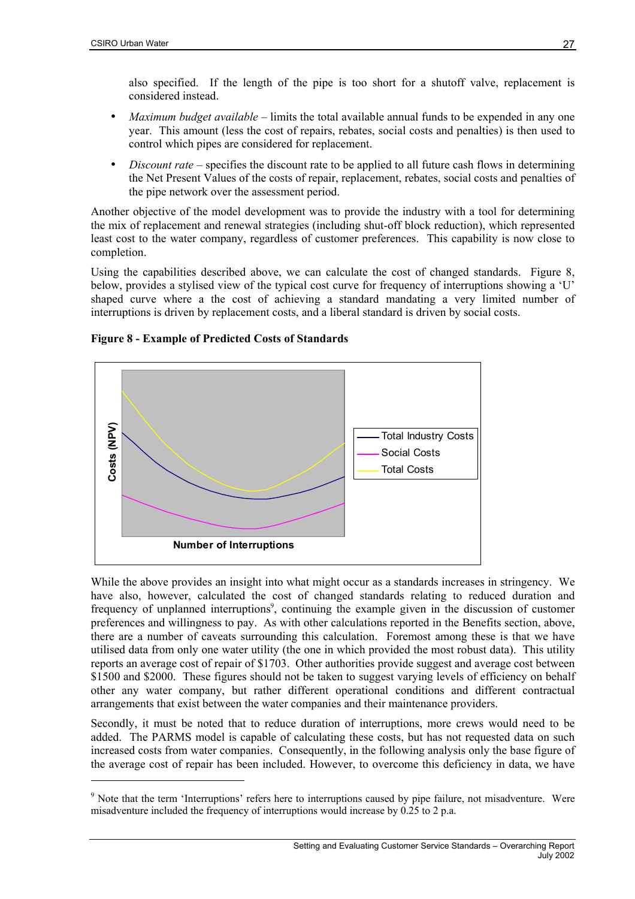also specified. If the length of the pipe is too short for a shutoff valve, replacement is considered instead.

- *Maximum budget available* – limits the total available annual funds to be expended in any one year. This amount (less the cost of repairs, rebates, social costs and penalties) is then used to control which pipes are considered for replacement.
- *Discount rate* – specifies the discount rate to be applied to all future cash flows in determining the Net Present Values of the costs of repair, replacement, rebates, social costs and penalties of the pipe network over the assessment period.

Another objective of the model development was to provide the industry with a tool for determining the mix of replacement and renewal strategies (including shut-off block reduction), which represented least cost to the water company, regardless of customer preferences. This capability is now close to completion.

Using the capabilities described above, we can calculate the cost of changed standards. Figure 8, below, provides a stylised view of the typical cost curve for frequency of interruptions showing a 'U' shaped curve where a the cost of achieving a standard mandating a very limited number of interruptions is driven by replacement costs, and a liberal standard is driven by social costs.

**Figure 8 - Example of Predicted Costs of Standards**

Costs (NPV)

Number of Interruptions

Total Industry Costs
Social Costs
Total Costs

While the above provides an insight into what might occur as a standards increases in stringency. We have also, however, calculated the cost of changed standards relating to reduced duration and frequency of unplanned interruptions[9], continuing the example given in the discussion of customer preferences and willingness to pay. As with other calculations reported in the Benefits section, above, there are a number of caveats surrounding this calculation. Foremost among these is that we have utilised data from only one water utility (the one in which provided the most robust data). This utility reports an average cost of repair of $1703. Other authorities provide suggest and average cost between $1500 and $2000. These figures should not be taken to suggest varying levels of efficiency on behalf other any water company, but rather different operational conditions and different contractual arrangements that exist between the water companies and their maintenance providers.

Secondly, it must be noted that to reduce duration of interruptions, more crews would need to be added. The PARMS model is capable of calculating these costs, but has not requested data on such increased costs from water companies. Consequently, in the following analysis only the base figure of the average cost of repair has been included. However, to overcome this deficiency in data, we have

[9] Note that the term 'Interruptions' refers here to interruptions caused by pipe failure, not misadventure. Were misadventure included the frequency of interruptions would increase by 0.25 to 2 p.a.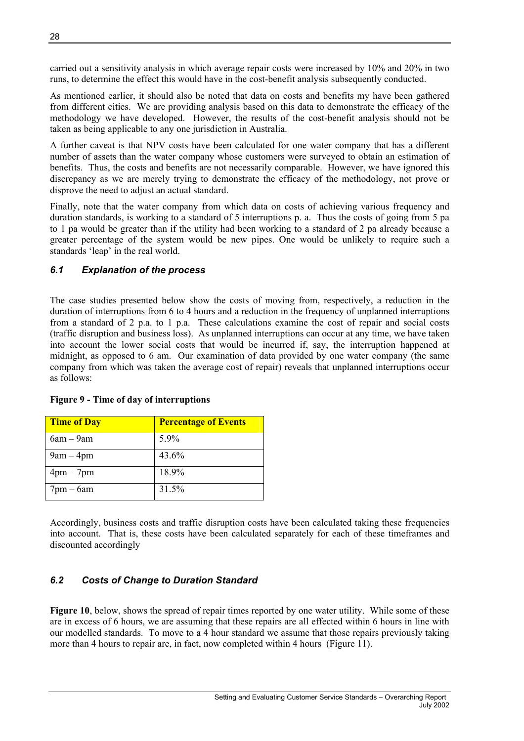carried out a sensitivity analysis in which average repair costs were increased by 10% and 20% in two runs, to determine the effect this would have in the cost-benefit analysis subsequently conducted.

As mentioned earlier, it should also be noted that data on costs and benefits my have been gathered from different cities. We are providing analysis based on this data to demonstrate the efficacy of the methodology we have developed. However, the results of the cost-benefit analysis should not be taken as being applicable to any one jurisdiction in Australia.

A further caveat is that NPV costs have been calculated for one water company that has a different number of assets than the water company whose customers were surveyed to obtain an estimation of benefits. Thus, the costs and benefits are not necessarily comparable. However, we have ignored this discrepancy as we are merely trying to demonstrate the efficacy of the methodology, not prove or disprove the need to adjust an actual standard.

Finally, note that the water company from which data on costs of achieving various frequency and duration standards, is working to a standard of 5 interruptions p. a. Thus the costs of going from 5 pa to 1 pa would be greater than if the utility had been working to a standard of 2 pa already because a greater percentage of the system would be new pipes. One would be unlikely to require such a standards 'leap' in the real world.

## *6.1 Explanation of the process*

The case studies presented below show the costs of moving from, respectively, a reduction in the duration of interruptions from 6 to 4 hours and a reduction in the frequency of unplanned interruptions from a standard of 2 p.a. to 1 p.a. These calculations examine the cost of repair and social costs (traffic disruption and business loss). As unplanned interruptions can occur at any time, we have taken into account the lower social costs that would be incurred if, say, the interruption happened at midnight, as opposed to 6 am. Our examination of data provided by one water company (the same company from which was taken the average cost of repair) reveals that unplanned interruptions occur as follows:

**Figure 9 - Time of day of interruptions**

| Time of Day | Percentage of Events |
|---|---|
| 6am – 9am | 5.9% |
| 9am – 4pm | 43.6% |
| 4pm – 7pm | 18.9% |
| 7pm – 6am | 31.5% |

Accordingly, business costs and traffic disruption costs have been calculated taking these frequencies into account. That is, these costs have been calculated separately for each of these timeframes and discounted accordingly

## *6.2 Costs of Change to Duration Standard*

**Figure 10**, below, shows the spread of repair times reported by one water utility. While some of these are in excess of 6 hours, we are assuming that these repairs are all effected within 6 hours in line with our modelled standards. To move to a 4 hour standard we assume that those repairs previously taking more than 4 hours to repair are, in fact, now completed within 4 hours (Figure 11).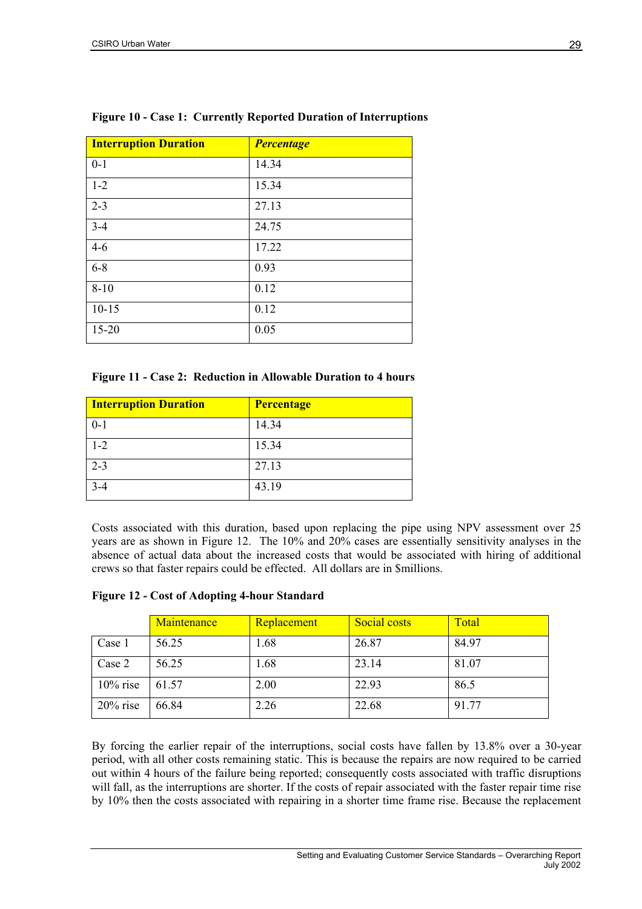**Figure 10 - Case 1: Currently Reported Duration of Interruptions**

| **Interruption Duration** | ***Percentage*** |
|---|---|
| 0-1 | 14.34 |
| 1-2 | 15.34 |
| 2-3 | 27.13 |
| 3-4 | 24.75 |
| 4-6 | 17.22 |
| 6-8 | 0.93 |
| 8-10 | 0.12 |
| 10-15 | 0.12 |
| 15-20 | 0.05 |

**Figure 11 - Case 2: Reduction in Allowable Duration to 4 hours**

| **Interruption Duration** | **Percentage** |
|---|---|
| 0-1 | 14.34 |
| 1-2 | 15.34 |
| 2-3 | 27.13 |
| 3-4 | 43.19 |

Costs associated with this duration, based upon replacing the pipe using NPV assessment over 25 years are as shown in Figure 12. The 10% and 20% cases are essentially sensitivity analyses in the absence of actual data about the increased costs that would be associated with hiring of additional crews so that faster repairs could be effected. All dollars are in $millions.

**Figure 12 - Cost of Adopting 4-hour Standard**

| | Maintenance | Replacement | Social costs | Total |
|---|---|---|---|---|
| Case 1 | 56.25 | 1.68 | 26.87 | 84.97 |
| Case 2 | 56.25 | 1.68 | 23.14 | 81.07 |
| 10% rise | 61.57 | 2.00 | 22.93 | 86.5 |
| 20% rise | 66.84 | 2.26 | 22.68 | 91.77 |

By forcing the earlier repair of the interruptions, social costs have fallen by 13.8% over a 30-year period, with all other costs remaining static. This is because the repairs are now required to be carried out within 4 hours of the failure being reported; consequently costs associated with traffic disruptions will fall, as the interruptions are shorter. If the costs of repair associated with the faster repair time rise by 10% then the costs associated with repairing in a shorter time frame rise. Because the replacement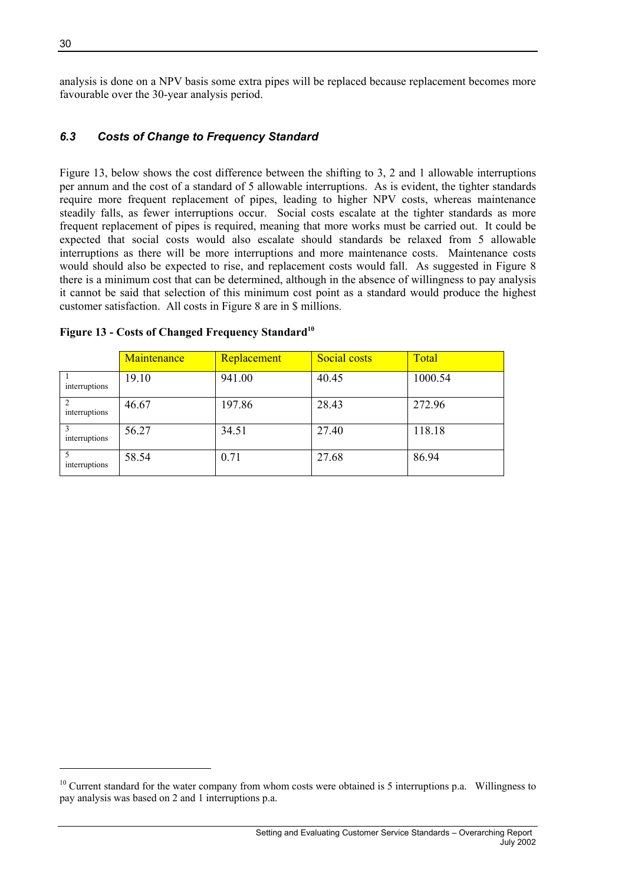analysis is done on a NPV basis some extra pipes will be replaced because replacement becomes more favourable over the 30-year analysis period.

### *6.3 Costs of Change to Frequency Standard*

Figure 13, below shows the cost difference between the shifting to 3, 2 and 1 allowable interruptions per annum and the cost of a standard of 5 allowable interruptions. As is evident, the tighter standards require more frequent replacement of pipes, leading to higher NPV costs, whereas maintenance steadily falls, as fewer interruptions occur. Social costs escalate at the tighter standards as more frequent replacement of pipes is required, meaning that more works must be carried out. It could be expected that social costs would also escalate should standards be relaxed from 5 allowable interruptions as there will be more interruptions and more maintenance costs. Maintenance costs would should also be expected to rise, and replacement costs would fall. As suggested in Figure 8 there is a minimum cost that can be determined, although in the absence of willingness to pay analysis it cannot be said that selection of this minimum cost point as a standard would produce the highest customer satisfaction. All costs in Figure 8 are in $ millions.

**Figure 13 - Costs of Changed Frequency Standard[10]**

| | Maintenance | Replacement | Social costs | Total |
|---|---|---|---|---|
| 1 interruptions | 19.10 | 941.00 | 40.45 | 1000.54 |
| 2 interruptions | 46.67 | 197.86 | 28.43 | 272.96 |
| 3 interruptions | 56.27 | 34.51 | 27.40 | 118.18 |
| 5 interruptions | 58.54 | 0.71 | 27.68 | 86.94 |

[10] Current standard for the water company from whom costs were obtained is 5 interruptions p.a. Willingness to pay analysis was based on 2 and 1 interruptions p.a.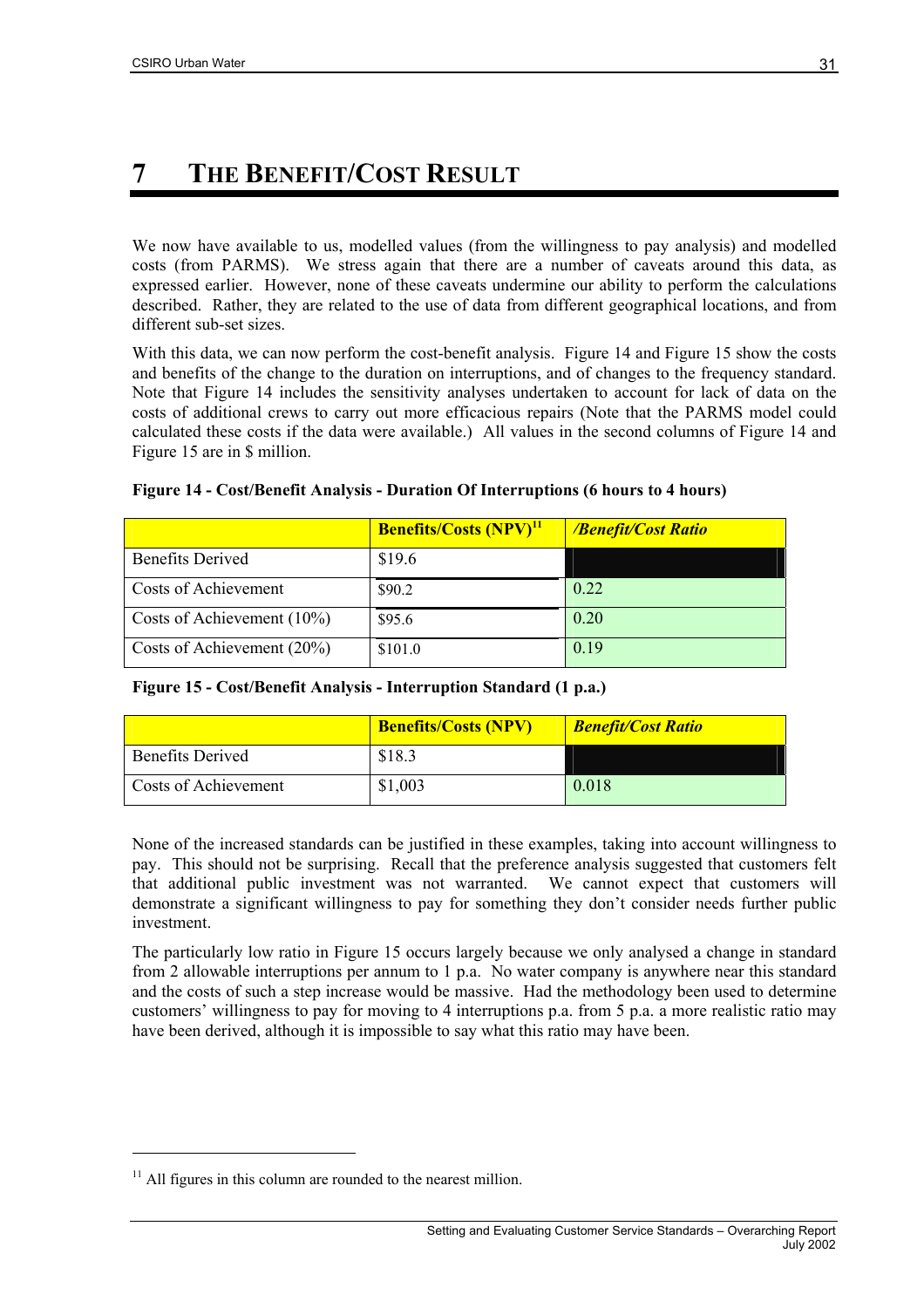# 7 THE BENEFIT/COST RESULT

We now have available to us, modelled values (from the willingness to pay analysis) and modelled costs (from PARMS). We stress again that there are a number of caveats around this data, as expressed earlier. However, none of these caveats undermine our ability to perform the calculations described. Rather, they are related to the use of data from different geographical locations, and from different sub-set sizes.

With this data, we can now perform the cost-benefit analysis. Figure 14 and Figure 15 show the costs and benefits of the change to the duration on interruptions, and of changes to the frequency standard. Note that Figure 14 includes the sensitivity analyses undertaken to account for lack of data on the costs of additional crews to carry out more efficacious repairs (Note that the PARMS model could calculated these costs if the data were available.) All values in the second columns of Figure 14 and Figure 15 are in $ million.

**Figure 14 - Cost/Benefit Analysis - Duration Of Interruptions (6 hours to 4 hours)**

| | **Benefits/Costs (NPV)[11]** | ***/Benefit/Cost Ratio*** |
|---|---|---|
| Benefits Derived | $19.6 | |
| Costs of Achievement | $90.2 | 0.22 |
| Costs of Achievement (10%) | $95.6 | 0.20 |
| Costs of Achievement (20%) | $101.0 | 0.19 |

**Figure 15 - Cost/Benefit Analysis - Interruption Standard (1 p.a.)**

| | **Benefits/Costs (NPV)** | ***Benefit/Cost Ratio*** |
|---|---|---|
| Benefits Derived | $18.3 | |
| Costs of Achievement | $1,003 | 0.018 |

None of the increased standards can be justified in these examples, taking into account willingness to pay. This should not be surprising. Recall that the preference analysis suggested that customers felt that additional public investment was not warranted. We cannot expect that customers will demonstrate a significant willingness to pay for something they don't consider needs further public investment.

The particularly low ratio in Figure 15 occurs largely because we only analysed a change in standard from 2 allowable interruptions per annum to 1 p.a. No water company is anywhere near this standard and the costs of such a step increase would be massive. Had the methodology been used to determine customers' willingness to pay for moving to 4 interruptions p.a. from 5 p.a. a more realistic ratio may have been derived, although it is impossible to say what this ratio may have been.

[11] All figures in this column are rounded to the nearest million.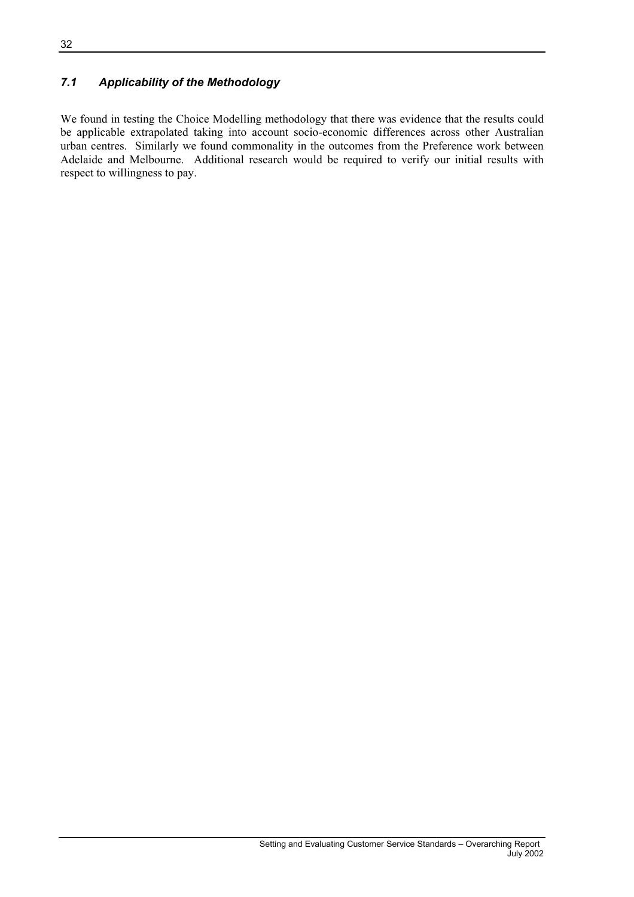## *7.1 Applicability of the Methodology*

We found in testing the Choice Modelling methodology that there was evidence that the results could be applicable extrapolated taking into account socio-economic differences across other Australian urban centres. Similarly we found commonality in the outcomes from the Preference work between Adelaide and Melbourne. Additional research would be required to verify our initial results with respect to willingness to pay.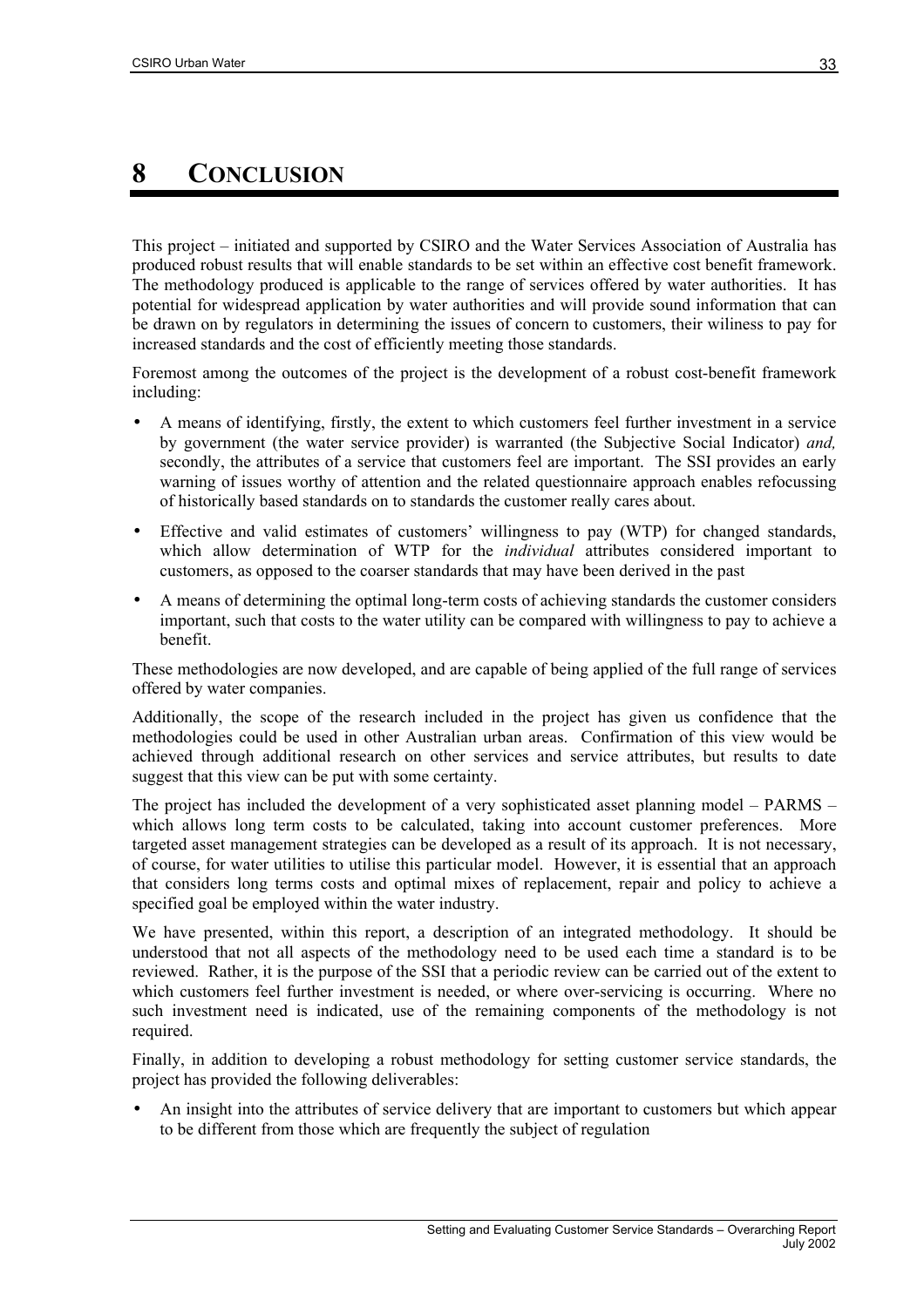# 8 CONCLUSION

This project – initiated and supported by CSIRO and the Water Services Association of Australia has produced robust results that will enable standards to be set within an effective cost benefit framework. The methodology produced is applicable to the range of services offered by water authorities. It has potential for widespread application by water authorities and will provide sound information that can be drawn on by regulators in determining the issues of concern to customers, their wiliness to pay for increased standards and the cost of efficiently meeting those standards.

Foremost among the outcomes of the project is the development of a robust cost-benefit framework including:

- A means of identifying, firstly, the extent to which customers feel further investment in a service by government (the water service provider) is warranted (the Subjective Social Indicator) *and,* secondly, the attributes of a service that customers feel are important. The SSI provides an early warning of issues worthy of attention and the related questionnaire approach enables refocussing of historically based standards on to standards the customer really cares about.
- Effective and valid estimates of customers' willingness to pay (WTP) for changed standards, which allow determination of WTP for the *individual* attributes considered important to customers, as opposed to the coarser standards that may have been derived in the past
- A means of determining the optimal long-term costs of achieving standards the customer considers important, such that costs to the water utility can be compared with willingness to pay to achieve a benefit.

These methodologies are now developed, and are capable of being applied of the full range of services offered by water companies.

Additionally, the scope of the research included in the project has given us confidence that the methodologies could be used in other Australian urban areas. Confirmation of this view would be achieved through additional research on other services and service attributes, but results to date suggest that this view can be put with some certainty.

The project has included the development of a very sophisticated asset planning model – PARMS – which allows long term costs to be calculated, taking into account customer preferences. More targeted asset management strategies can be developed as a result of its approach. It is not necessary, of course, for water utilities to utilise this particular model. However, it is essential that an approach that considers long terms costs and optimal mixes of replacement, repair and policy to achieve a specified goal be employed within the water industry.

We have presented, within this report, a description of an integrated methodology. It should be understood that not all aspects of the methodology need to be used each time a standard is to be reviewed. Rather, it is the purpose of the SSI that a periodic review can be carried out of the extent to which customers feel further investment is needed, or where over-servicing is occurring. Where no such investment need is indicated, use of the remaining components of the methodology is not required.

Finally, in addition to developing a robust methodology for setting customer service standards, the project has provided the following deliverables:

- An insight into the attributes of service delivery that are important to customers but which appear to be different from those which are frequently the subject of regulation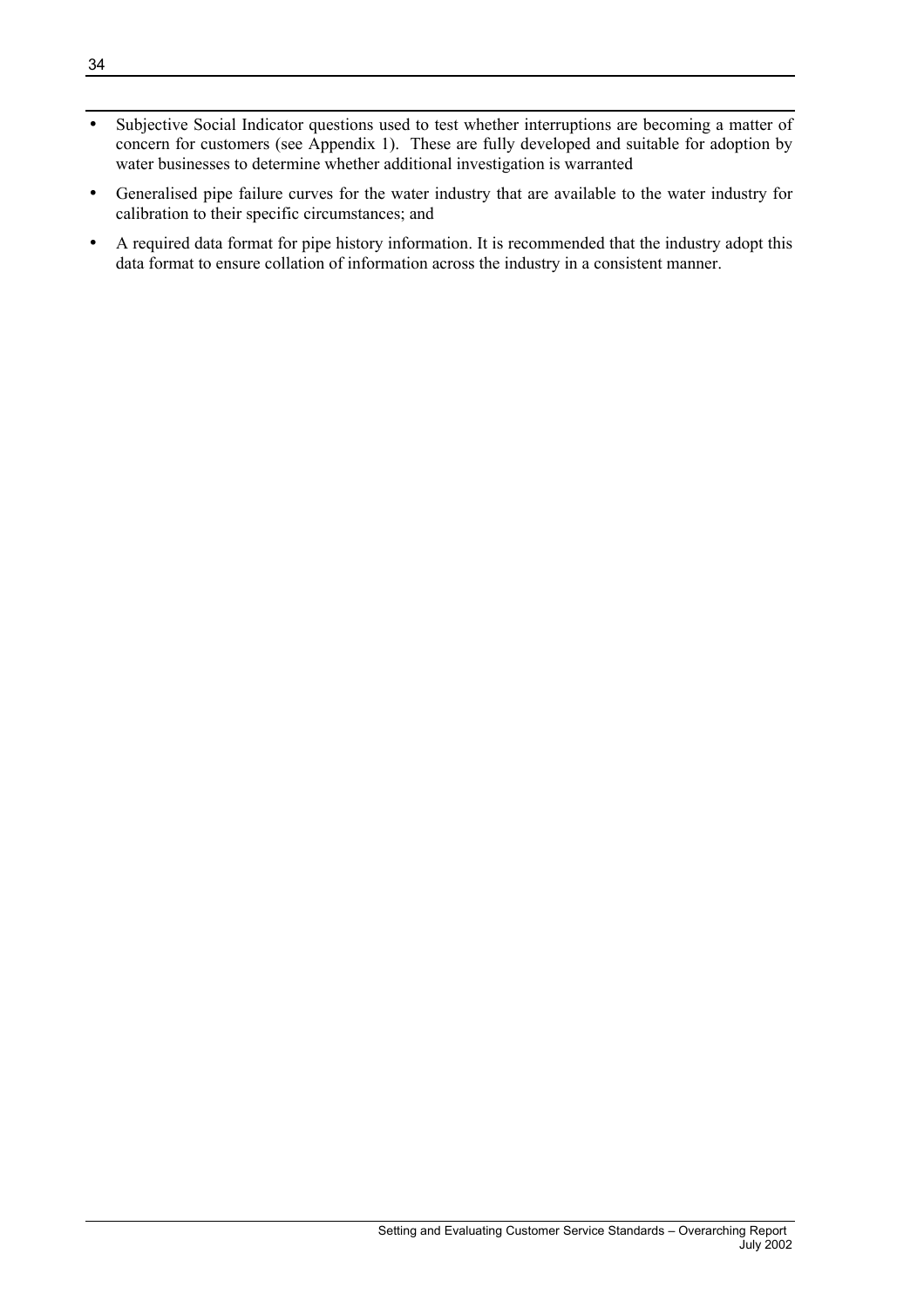- Subjective Social Indicator questions used to test whether interruptions are becoming a matter of concern for customers (see Appendix 1). These are fully developed and suitable for adoption by water businesses to determine whether additional investigation is warranted
- Generalised pipe failure curves for the water industry that are available to the water industry for calibration to their specific circumstances; and
- A required data format for pipe history information. It is recommended that the industry adopt this data format to ensure collation of information across the industry in a consistent manner.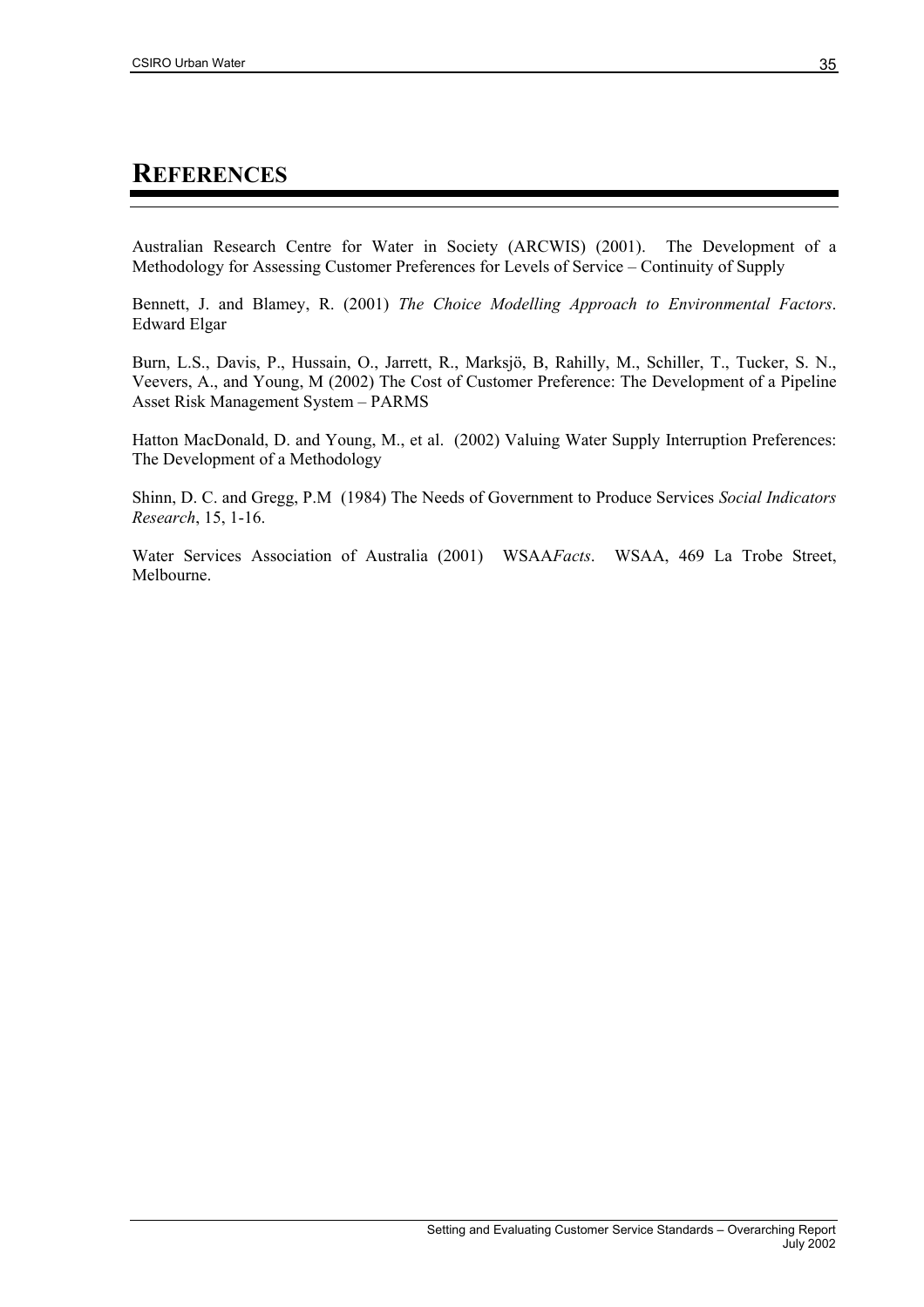# REFERENCES

Australian Research Centre for Water in Society (ARCWIS) (2001). The Development of a Methodology for Assessing Customer Preferences for Levels of Service – Continuity of Supply

Bennett, J. and Blamey, R. (2001) *The Choice Modelling Approach to Environmental Factors*. Edward Elgar

Burn, L.S., Davis, P., Hussain, O., Jarrett, R., Marksjö, B, Rahilly, M., Schiller, T., Tucker, S. N., Veevers, A., and Young, M (2002) The Cost of Customer Preference: The Development of a Pipeline Asset Risk Management System – PARMS

Hatton MacDonald, D. and Young, M., et al. (2002) Valuing Water Supply Interruption Preferences: The Development of a Methodology

Shinn, D. C. and Gregg, P.M (1984) The Needs of Government to Produce Services *Social Indicators Research*, 15, 1-16.

Water Services Association of Australia (2001) WSAA*Facts*. WSAA, 469 La Trobe Street, Melbourne.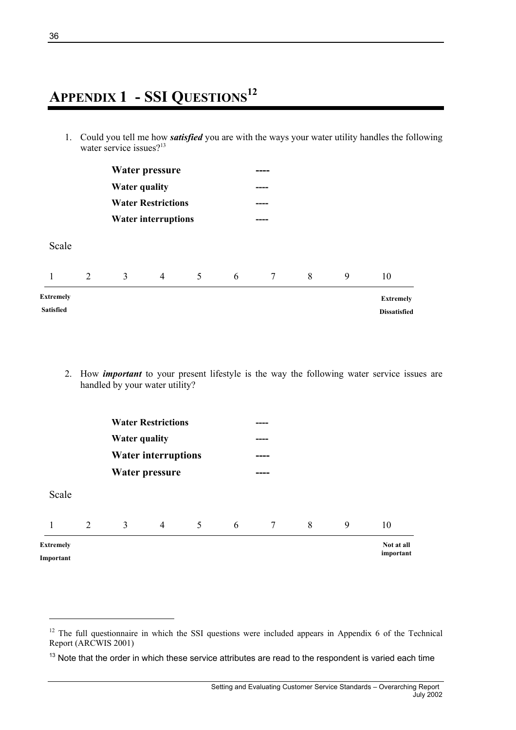# APPENDIX 1 - SSI QUESTIONS[12]

1. Could you tell me how ***satisfied*** you are with the ways your water utility handles the following water service issues?[13]

| | |
|---|---|
| **Water pressure** | ---- |
| **Water quality** | ---- |
| **Water Restrictions** | ---- |
| **Water interruptions** | ---- |

Scale

| 1 | 2 | 3 | 4 | 5 | 6 | 7 | 8 | 9 | 10 |
|---|---|---|---|---|---|---|---|---|---|
| **Extremely Satisfied** | | | | | | | | | **Extremely Dissatisfied** |

2. How ***important*** to your present lifestyle is the way the following water service issues are handled by your water utility?

| | |
|---|---|
| **Water Restrictions** | ---- |
| **Water quality** | ---- |
| **Water interruptions** | ---- |
| **Water pressure** | ---- |

Scale

| 1 | 2 | 3 | 4 | 5 | 6 | 7 | 8 | 9 | 10 |
|---|---|---|---|---|---|---|---|---|---|
| **Extremely Important** | | | | | | | | | **Not at all important** |

---

[12] The full questionnaire in which the SSI questions were included appears in Appendix 6 of the Technical Report (ARCWIS 2001)

[13] Note that the order in which these service attributes are read to the respondent is varied each time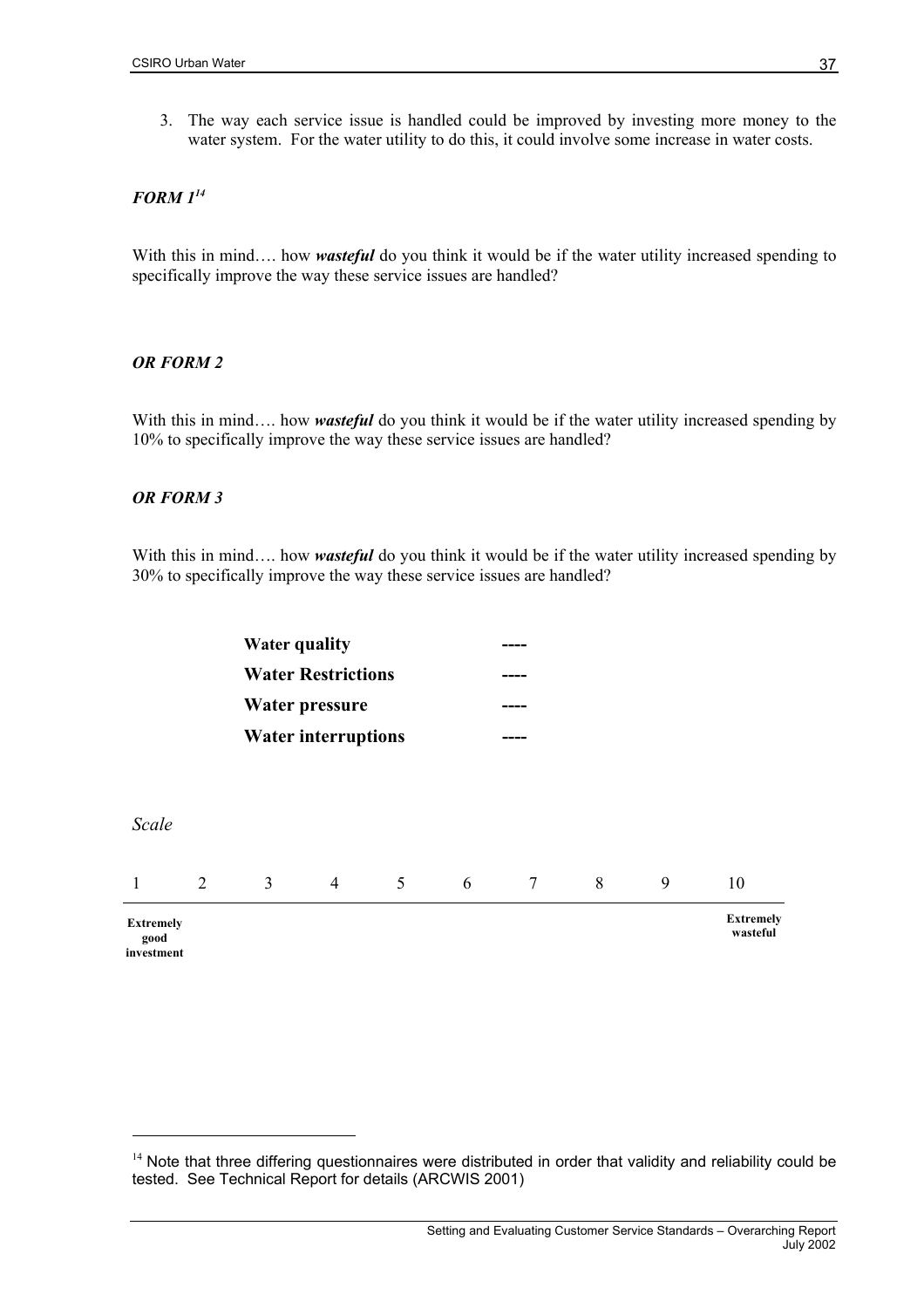3. The way each service issue is handled could be improved by investing more money to the water system. For the water utility to do this, it could involve some increase in water costs.

***FORM 1*** [14]

With this in mind…. how ***wasteful*** do you think it would be if the water utility increased spending to specifically improve the way these service issues are handled?

***OR FORM 2***

With this in mind…. how ***wasteful*** do you think it would be if the water utility increased spending by 10% to specifically improve the way these service issues are handled?

***OR FORM 3***

With this in mind…. how ***wasteful*** do you think it would be if the water utility increased spending by 30% to specifically improve the way these service issues are handled?

| | |
|---|---|
| **Water quality** | ---- |
| **Water Restrictions** | ---- |
| **Water pressure** | ---- |
| **Water interruptions** | ---- |

*Scale*

| 1 | 2 | 3 | 4 | 5 | 6 | 7 | 8 | 9 | 10 |
|---|---|---|---|---|---|---|---|---|---|
| **Extremely good investment** | | | | | | | | | **Extremely wasteful** |

[14] Note that three differing questionnaires were distributed in order that validity and reliability could be tested. See Technical Report for details (ARCWIS 2001)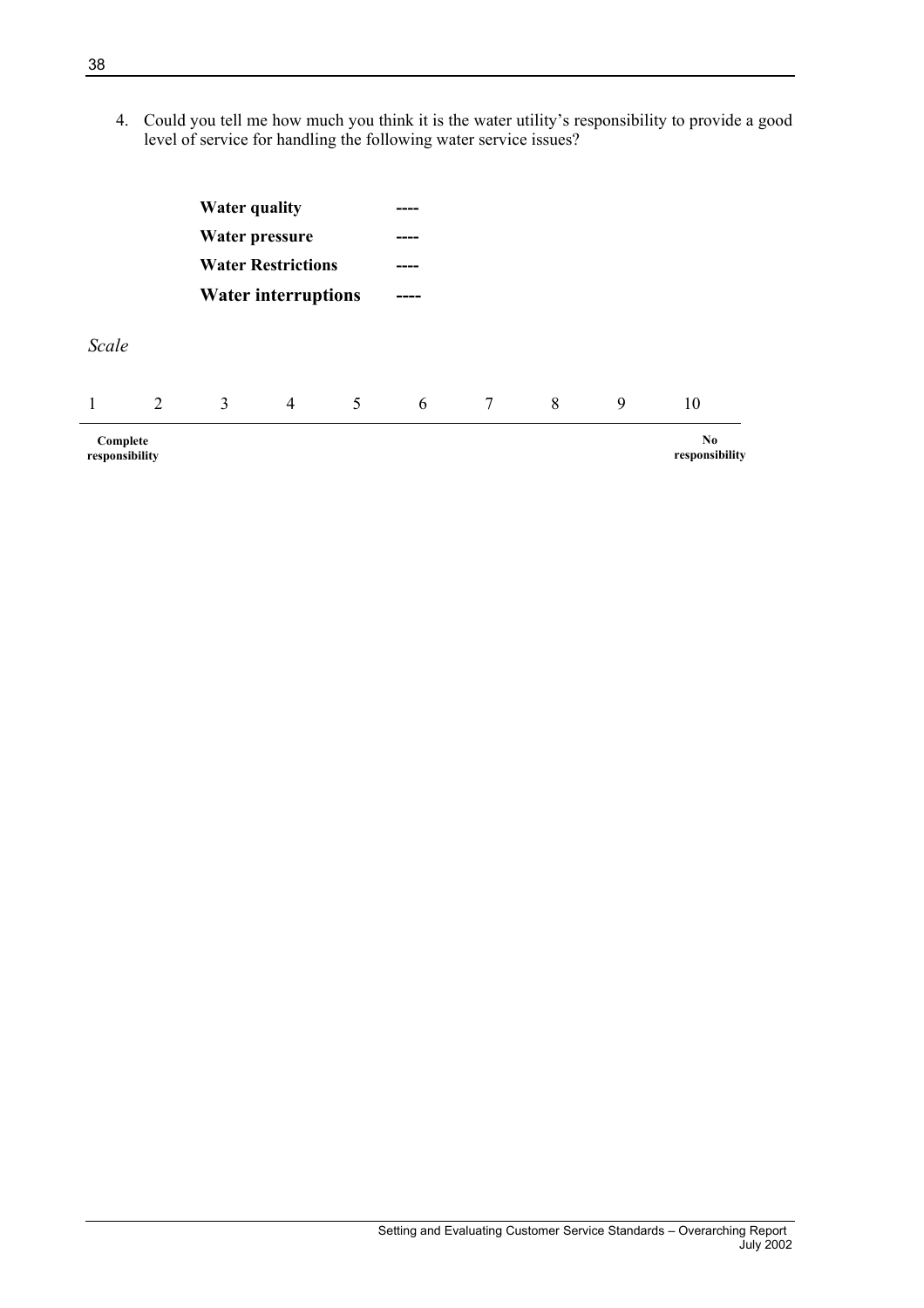4. Could you tell me how much you think it is the water utility's responsibility to provide a good level of service for handling the following water service issues?

| | |
|---|---|
| **Water quality** | ---- |
| **Water pressure** | ---- |
| **Water Restrictions** | ---- |
| **Water interruptions** | ---- |

*Scale*

| 1 | 2 | 3 | 4 | 5 | 6 | 7 | 8 | 9 | 10 |
|---|---|---|---|---|---|---|---|---|---|
| **Complete responsibility** | | | | | | | | | **No responsibility** |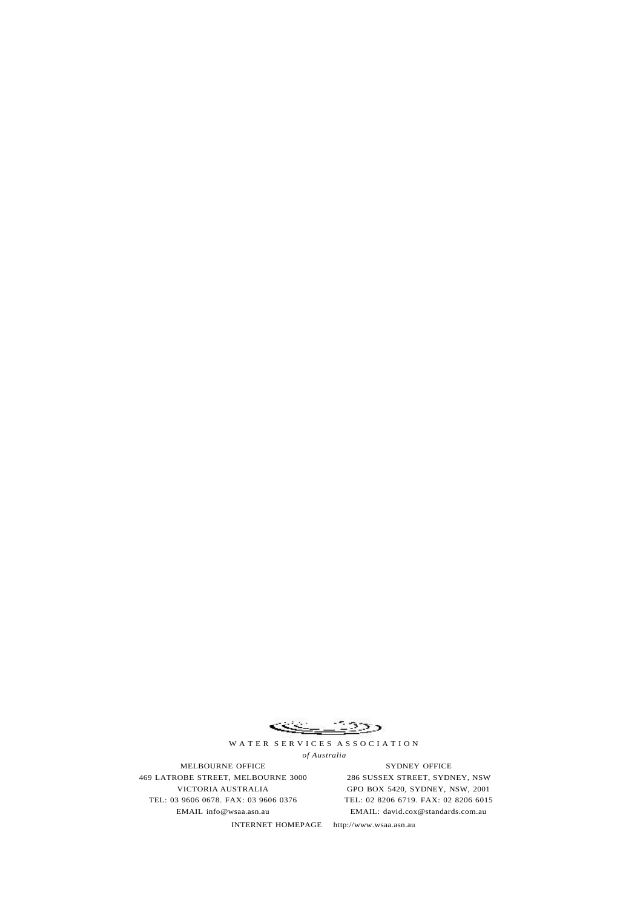W A T E R  S E R V I C E S  A S S O C I A T I O N

*of Australia*

MELBOURNE OFFICE
469 LATROBE STREET, MELBOURNE 3000
VICTORIA AUSTRALIA
TEL: 03 9606 0678. FAX: 03 9606 0376
EMAIL info@wsaa.asn.au

SYDNEY OFFICE
286 SUSSEX STREET, SYDNEY, NSW
GPO BOX 5420, SYDNEY, NSW, 2001
TEL: 02 8206 6719. FAX: 02 8206 6015
EMAIL: david.cox@standards.com.au

INTERNET HOMEPAGE http://www.wsaa.asn.au